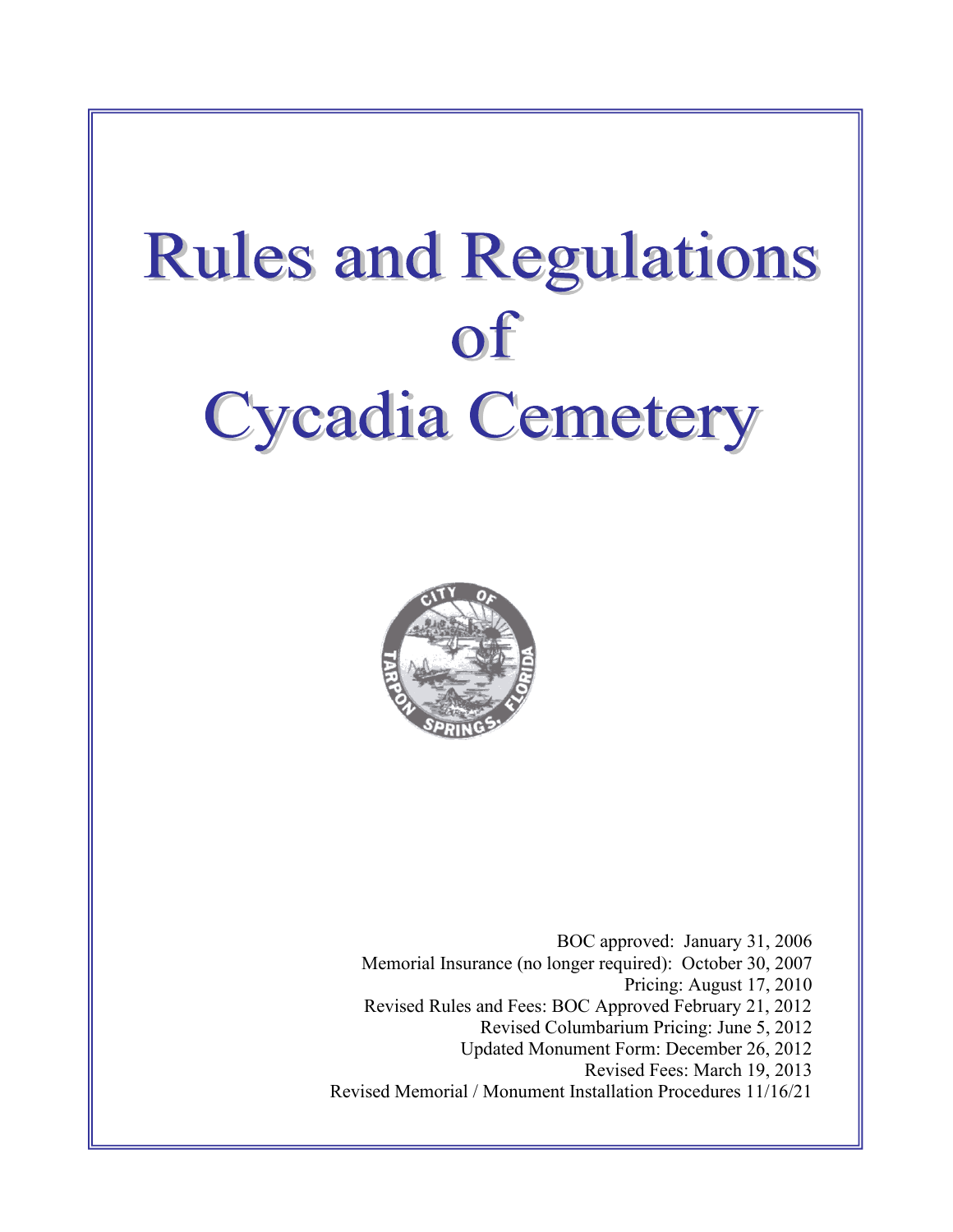# Rules and Regulations of Cycadia Cemetery

BOC approved: January 31, 2006
Memorial Insurance (no longer required): October 30, 2007
Pricing: August 17, 2010
Revised Rules and Fees: BOC Approved February 21, 2012
Revised Columbarium Pricing: June 5, 2012
Updated Monument Form: December 26, 2012
Revised Fees: March 19, 2013
Revised Memorial / Monument Installation Procedures 11/16/21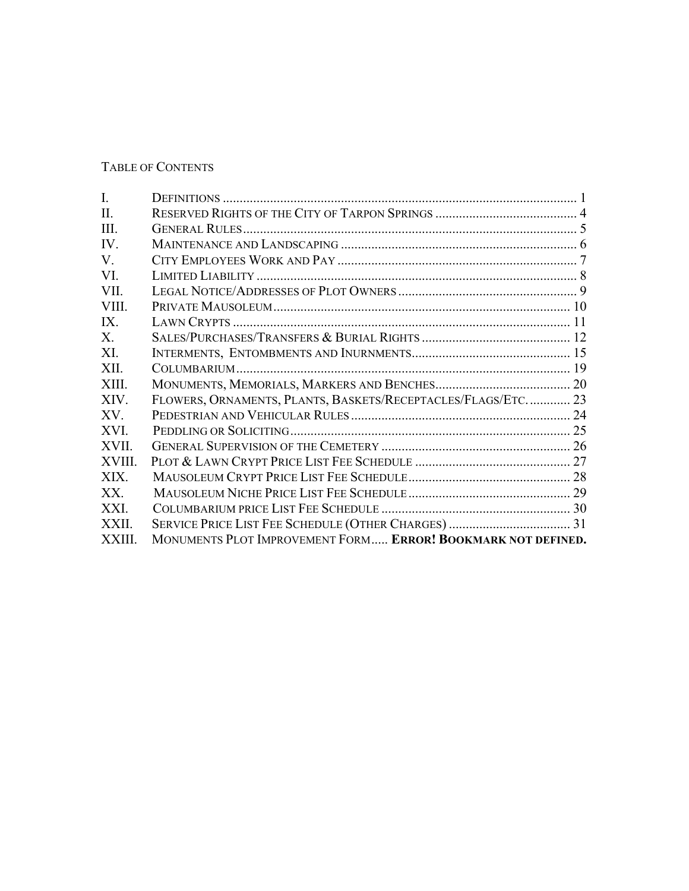# Table of Contents

| | | |
|---|---|---|
| I. | Definitions | 1 |
| II. | Reserved Rights of the City of Tarpon Springs | 4 |
| III. | General Rules | 5 |
| IV. | Maintenance and Landscaping | 6 |
| V. | City Employees Work and Pay | 7 |
| VI. | Limited Liability | 8 |
| VII. | Legal Notice/Addresses of Plot Owners | 9 |
| VIII. | Private Mausoleum | 10 |
| IX. | Lawn Crypts | 11 |
| X. | Sales/Purchases/Transfers & Burial Rights | 12 |
| XI. | Interments, Entombments and Inurnments | 15 |
| XII. | Columbarium | 19 |
| XIII. | Monuments, Memorials, Markers and Benches | 20 |
| XIV. | Flowers, Ornaments, Plants, Baskets/Receptacles/Flags/Etc. | 23 |
| XV. | Pedestrian and Vehicular Rules | 24 |
| XVI. | Peddling or Soliciting | 25 |
| XVII. | General Supervision of the Cemetery | 26 |
| XVIII. | Plot & Lawn Crypt Price List Fee Schedule | 27 |
| XIX. | Mausoleum Crypt Price List Fee Schedule | 28 |
| XX. | Mausoleum Niche Price List Fee Schedule | 29 |
| XXI. | Columbarium price List Fee Schedule | 30 |
| XXII. | Service Price List Fee Schedule (Other Charges) | 31 |
| XXIII. | Monuments Plot Improvement Form | **Error! Bookmark not defined.** |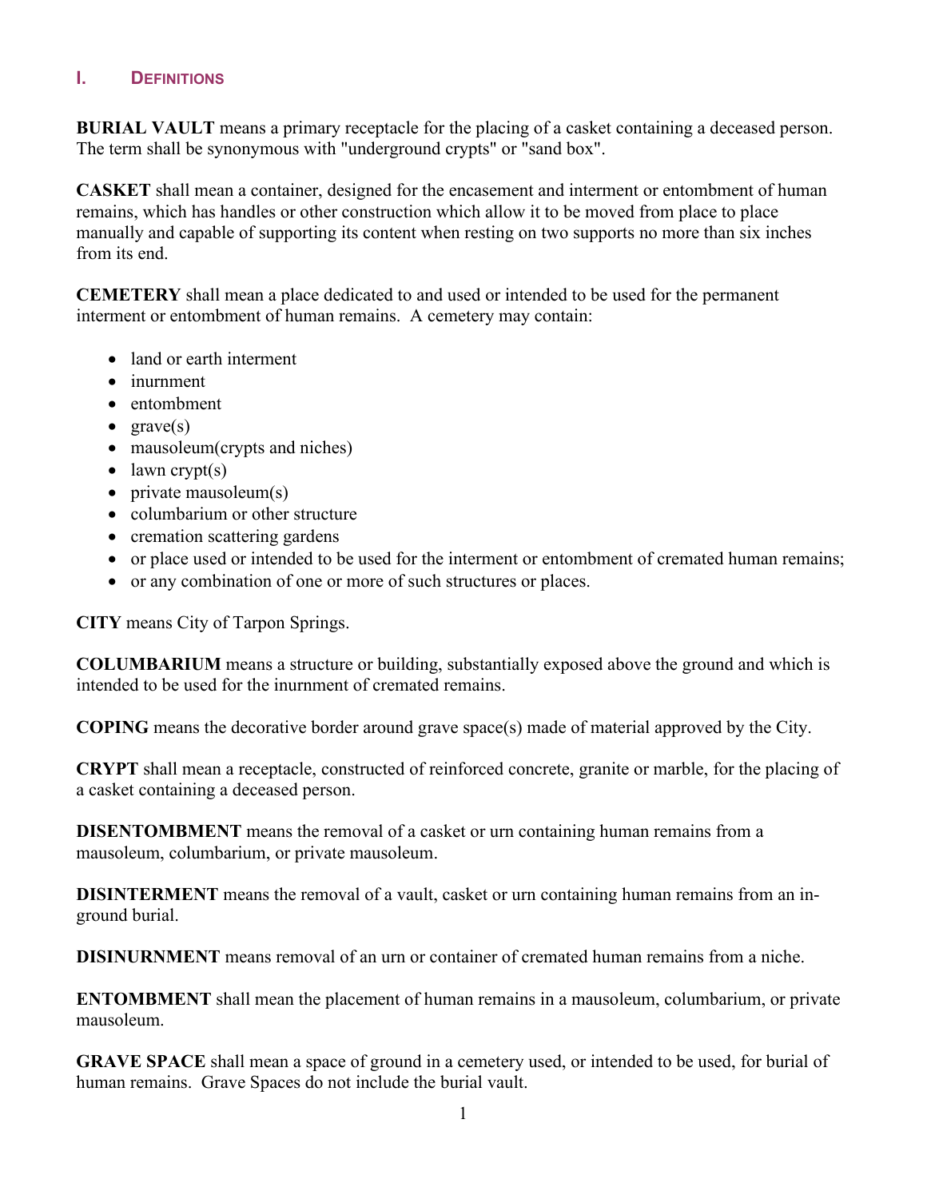## I. DEFINITIONS

**BURIAL VAULT** means a primary receptacle for the placing of a casket containing a deceased person. The term shall be synonymous with "underground crypts" or "sand box".

**CASKET** shall mean a container, designed for the encasement and interment or entombment of human remains, which has handles or other construction which allow it to be moved from place to place manually and capable of supporting its content when resting on two supports no more than six inches from its end.

**CEMETERY** shall mean a place dedicated to and used or intended to be used for the permanent interment or entombment of human remains. A cemetery may contain:

- land or earth interment
- inurnment
- entombment
- grave(s)
- mausoleum(crypts and niches)
- lawn crypt(s)
- private mausoleum(s)
- columbarium or other structure
- cremation scattering gardens
- or place used or intended to be used for the interment or entombment of cremated human remains;
- or any combination of one or more of such structures or places.

**CITY** means City of Tarpon Springs.

**COLUMBARIUM** means a structure or building, substantially exposed above the ground and which is intended to be used for the inurnment of cremated remains.

**COPING** means the decorative border around grave space(s) made of material approved by the City.

**CRYPT** shall mean a receptacle, constructed of reinforced concrete, granite or marble, for the placing of a casket containing a deceased person.

**DISENTOMBMENT** means the removal of a casket or urn containing human remains from a mausoleum, columbarium, or private mausoleum.

**DISINTERMENT** means the removal of a vault, casket or urn containing human remains from an in-ground burial.

**DISINURNMENT** means removal of an urn or container of cremated human remains from a niche.

**ENTOMBMENT** shall mean the placement of human remains in a mausoleum, columbarium, or private mausoleum.

**GRAVE SPACE** shall mean a space of ground in a cemetery used, or intended to be used, for burial of human remains. Grave Spaces do not include the burial vault.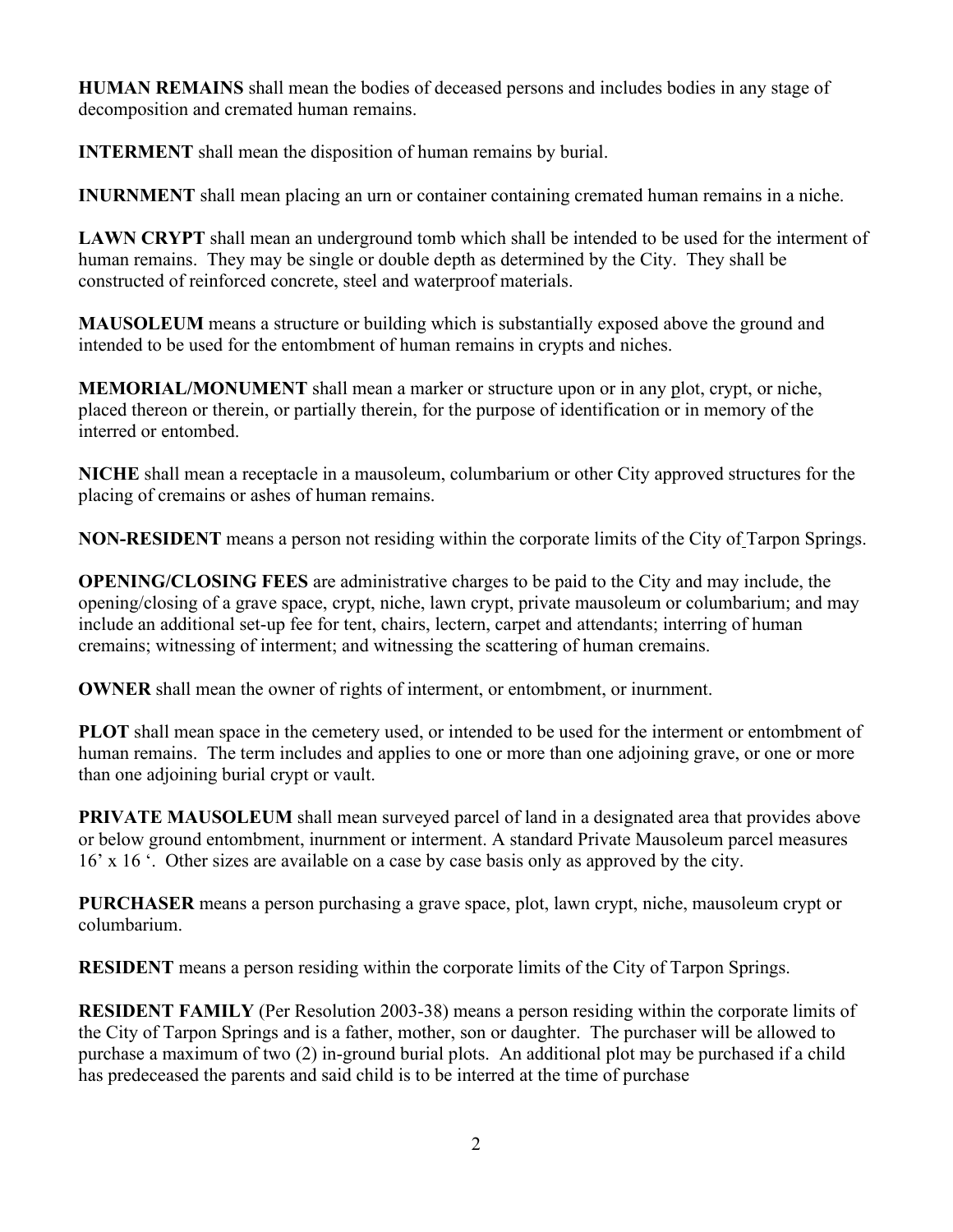**HUMAN REMAINS** shall mean the bodies of deceased persons and includes bodies in any stage of decomposition and cremated human remains.

**INTERMENT** shall mean the disposition of human remains by burial.

**INURNMENT** shall mean placing an urn or container containing cremated human remains in a niche.

**LAWN CRYPT** shall mean an underground tomb which shall be intended to be used for the interment of human remains. They may be single or double depth as determined by the City. They shall be constructed of reinforced concrete, steel and waterproof materials.

**MAUSOLEUM** means a structure or building which is substantially exposed above the ground and intended to be used for the entombment of human remains in crypts and niches.

**MEMORIAL/MONUMENT** shall mean a marker or structure upon or in any plot, crypt, or niche, placed thereon or therein, or partially therein, for the purpose of identification or in memory of the interred or entombed.

**NICHE** shall mean a receptacle in a mausoleum, columbarium or other City approved structures for the placing of cremains or ashes of human remains.

**NON-RESIDENT** means a person not residing within the corporate limits of the City of Tarpon Springs.

**OPENING/CLOSING FEES** are administrative charges to be paid to the City and may include, the opening/closing of a grave space, crypt, niche, lawn crypt, private mausoleum or columbarium; and may include an additional set-up fee for tent, chairs, lectern, carpet and attendants; interring of human cremains; witnessing of interment; and witnessing the scattering of human cremains.

**OWNER** shall mean the owner of rights of interment, or entombment, or inurnment.

**PLOT** shall mean space in the cemetery used, or intended to be used for the interment or entombment of human remains. The term includes and applies to one or more than one adjoining grave, or one or more than one adjoining burial crypt or vault.

**PRIVATE MAUSOLEUM** shall mean surveyed parcel of land in a designated area that provides above or below ground entombment, inurnment or interment. A standard Private Mausoleum parcel measures 16' x 16 '. Other sizes are available on a case by case basis only as approved by the city.

**PURCHASER** means a person purchasing a grave space, plot, lawn crypt, niche, mausoleum crypt or columbarium.

**RESIDENT** means a person residing within the corporate limits of the City of Tarpon Springs.

**RESIDENT FAMILY** (Per Resolution 2003-38) means a person residing within the corporate limits of the City of Tarpon Springs and is a father, mother, son or daughter. The purchaser will be allowed to purchase a maximum of two (2) in-ground burial plots. An additional plot may be purchased if a child has predeceased the parents and said child is to be interred at the time of purchase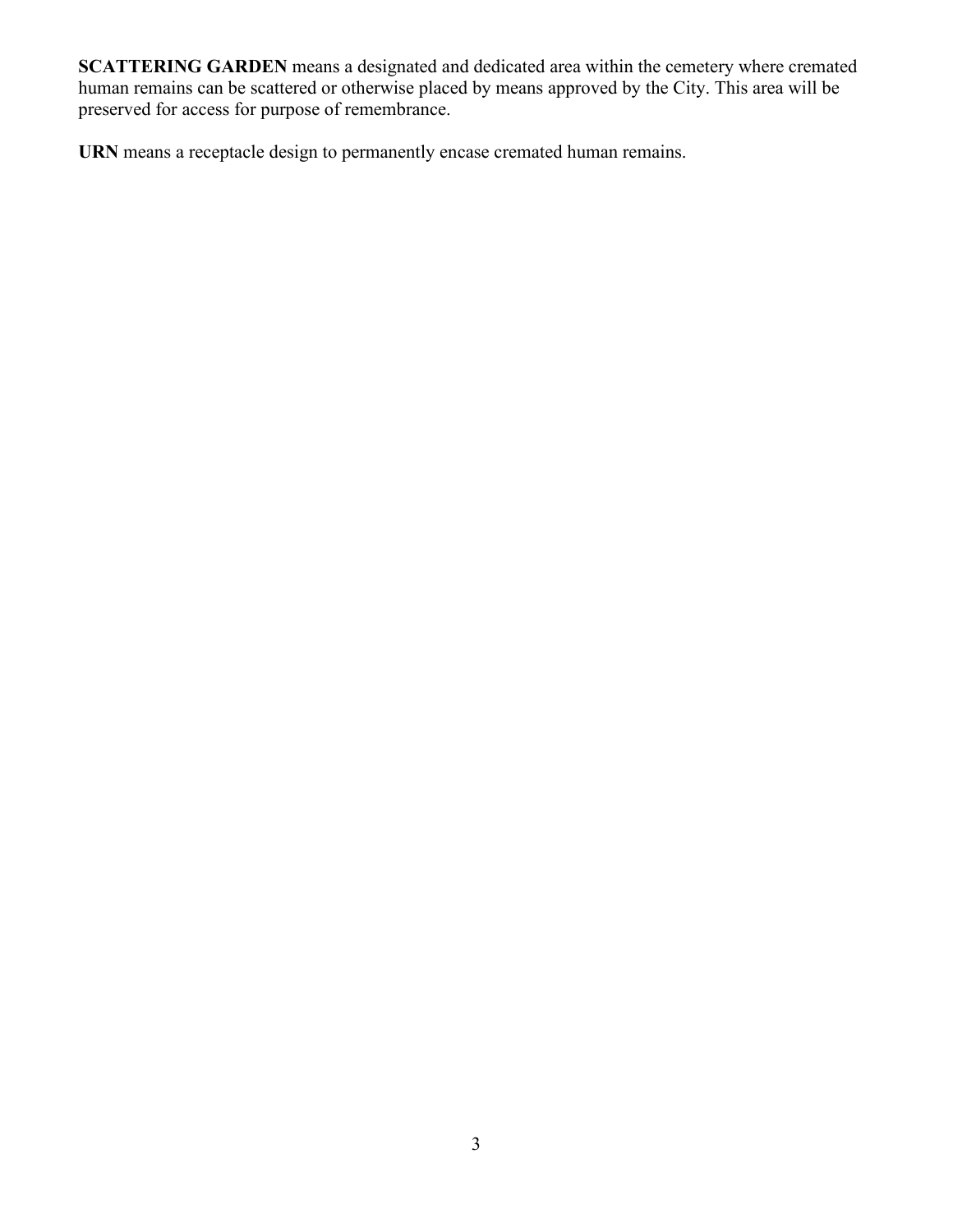**SCATTERING GARDEN** means a designated and dedicated area within the cemetery where cremated human remains can be scattered or otherwise placed by means approved by the City. This area will be preserved for access for purpose of remembrance.

**URN** means a receptacle design to permanently encase cremated human remains.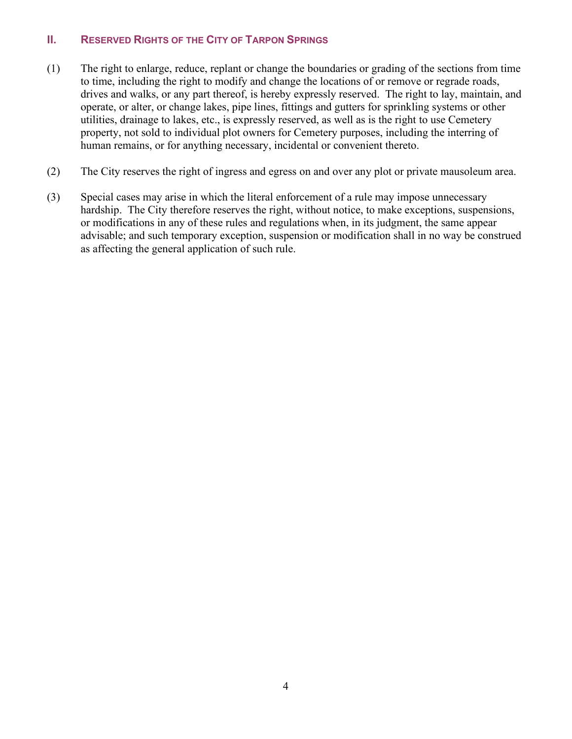## II. Reserved Rights of the City of Tarpon Springs

(1) The right to enlarge, reduce, replant or change the boundaries or grading of the sections from time to time, including the right to modify and change the locations of or remove or regrade roads, drives and walks, or any part thereof, is hereby expressly reserved. The right to lay, maintain, and operate, or alter, or change lakes, pipe lines, fittings and gutters for sprinkling systems or other utilities, drainage to lakes, etc., is expressly reserved, as well as is the right to use Cemetery property, not sold to individual plot owners for Cemetery purposes, including the interring of human remains, or for anything necessary, incidental or convenient thereto.

(2) The City reserves the right of ingress and egress on and over any plot or private mausoleum area.

(3) Special cases may arise in which the literal enforcement of a rule may impose unnecessary hardship. The City therefore reserves the right, without notice, to make exceptions, suspensions, or modifications in any of these rules and regulations when, in its judgment, the same appear advisable; and such temporary exception, suspension or modification shall in no way be construed as affecting the general application of such rule.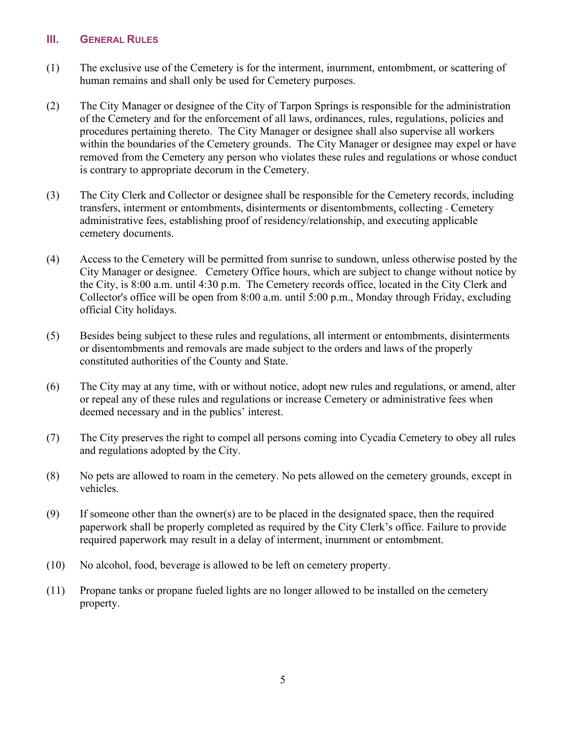## III. General Rules

(1) The exclusive use of the Cemetery is for the interment, inurnment, entombment, or scattering of human remains and shall only be used for Cemetery purposes.

(2) The City Manager or designee of the City of Tarpon Springs is responsible for the administration of the Cemetery and for the enforcement of all laws, ordinances, rules, regulations, policies and procedures pertaining thereto. The City Manager or designee shall also supervise all workers within the boundaries of the Cemetery grounds. The City Manager or designee may expel or have removed from the Cemetery any person who violates these rules and regulations or whose conduct is contrary to appropriate decorum in the Cemetery.

(3) The City Clerk and Collector or designee shall be responsible for the Cemetery records, including transfers, interment or entombments, disinterments or disentombments, collecting - Cemetery administrative fees, establishing proof of residency/relationship, and executing applicable cemetery documents.

(4) Access to the Cemetery will be permitted from sunrise to sundown, unless otherwise posted by the City Manager or designee. Cemetery Office hours, which are subject to change without notice by the City, is 8:00 a.m. until 4:30 p.m. The Cemetery records office, located in the City Clerk and Collector's office will be open from 8:00 a.m. until 5:00 p.m., Monday through Friday, excluding official City holidays.

(5) Besides being subject to these rules and regulations, all interment or entombments, disinterments or disentombments and removals are made subject to the orders and laws of the properly constituted authorities of the County and State.

(6) The City may at any time, with or without notice, adopt new rules and regulations, or amend, alter or repeal any of these rules and regulations or increase Cemetery or administrative fees when deemed necessary and in the publics' interest.

(7) The City preserves the right to compel all persons coming into Cycadia Cemetery to obey all rules and regulations adopted by the City.

(8) No pets are allowed to roam in the cemetery. No pets allowed on the cemetery grounds, except in vehicles.

(9) If someone other than the owner(s) are to be placed in the designated space, then the required paperwork shall be properly completed as required by the City Clerk's office. Failure to provide required paperwork may result in a delay of interment, inurnment or entombment.

(10) No alcohol, food, beverage is allowed to be left on cemetery property.

(11) Propane tanks or propane fueled lights are no longer allowed to be installed on the cemetery property.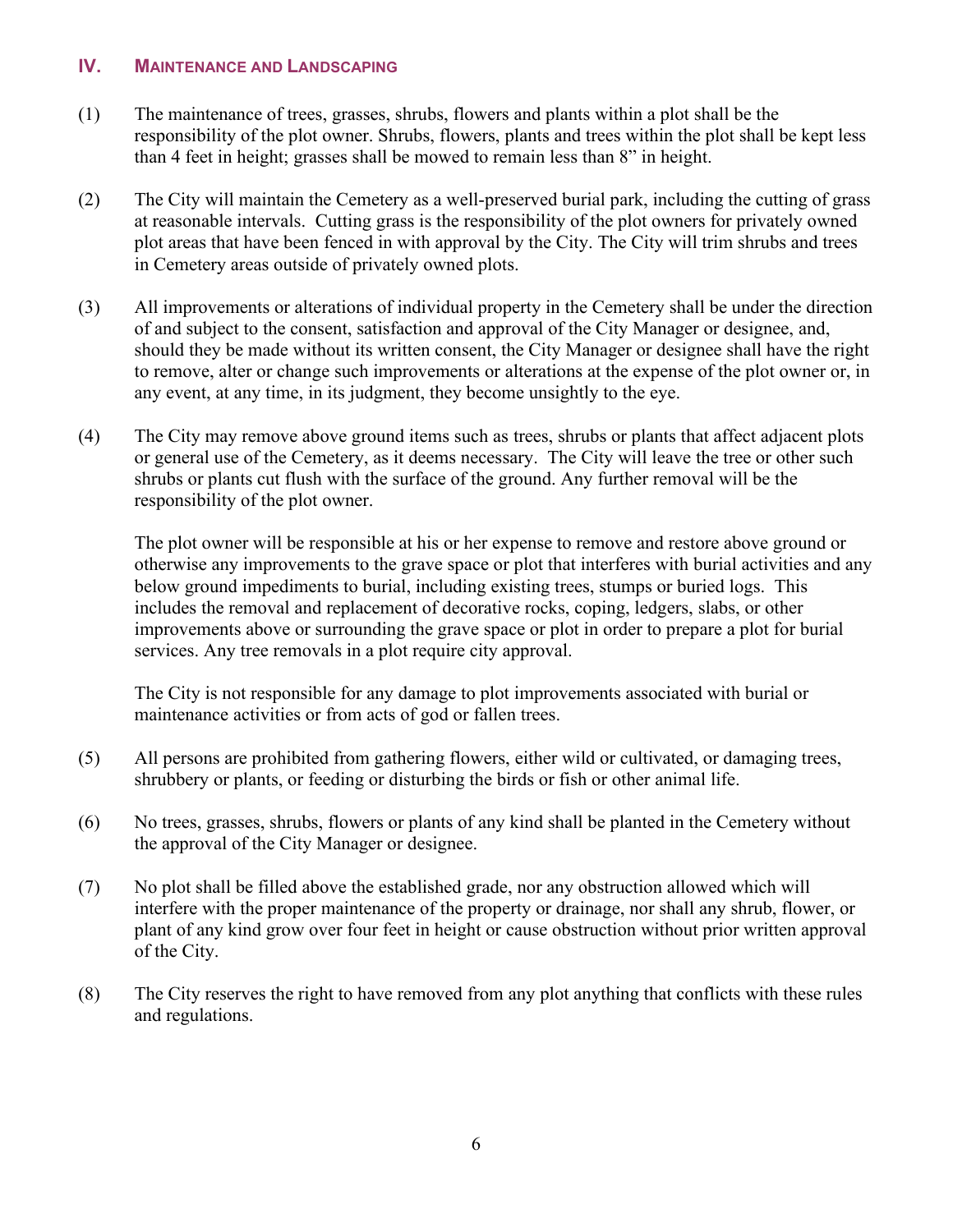## IV. MAINTENANCE AND LANDSCAPING

(1) The maintenance of trees, grasses, shrubs, flowers and plants within a plot shall be the responsibility of the plot owner. Shrubs, flowers, plants and trees within the plot shall be kept less than 4 feet in height; grasses shall be mowed to remain less than 8" in height.

(2) The City will maintain the Cemetery as a well-preserved burial park, including the cutting of grass at reasonable intervals. Cutting grass is the responsibility of the plot owners for privately owned plot areas that have been fenced in with approval by the City. The City will trim shrubs and trees in Cemetery areas outside of privately owned plots.

(3) All improvements or alterations of individual property in the Cemetery shall be under the direction of and subject to the consent, satisfaction and approval of the City Manager or designee, and, should they be made without its written consent, the City Manager or designee shall have the right to remove, alter or change such improvements or alterations at the expense of the plot owner or, in any event, at any time, in its judgment, they become unsightly to the eye.

(4) The City may remove above ground items such as trees, shrubs or plants that affect adjacent plots or general use of the Cemetery, as it deems necessary. The City will leave the tree or other such shrubs or plants cut flush with the surface of the ground. Any further removal will be the responsibility of the plot owner.

The plot owner will be responsible at his or her expense to remove and restore above ground or otherwise any improvements to the grave space or plot that interferes with burial activities and any below ground impediments to burial, including existing trees, stumps or buried logs. This includes the removal and replacement of decorative rocks, coping, ledgers, slabs, or other improvements above or surrounding the grave space or plot in order to prepare a plot for burial services. Any tree removals in a plot require city approval.

The City is not responsible for any damage to plot improvements associated with burial or maintenance activities or from acts of god or fallen trees.

(5) All persons are prohibited from gathering flowers, either wild or cultivated, or damaging trees, shrubbery or plants, or feeding or disturbing the birds or fish or other animal life.

(6) No trees, grasses, shrubs, flowers or plants of any kind shall be planted in the Cemetery without the approval of the City Manager or designee.

(7) No plot shall be filled above the established grade, nor any obstruction allowed which will interfere with the proper maintenance of the property or drainage, nor shall any shrub, flower, or plant of any kind grow over four feet in height or cause obstruction without prior written approval of the City.

(8) The City reserves the right to have removed from any plot anything that conflicts with these rules and regulations.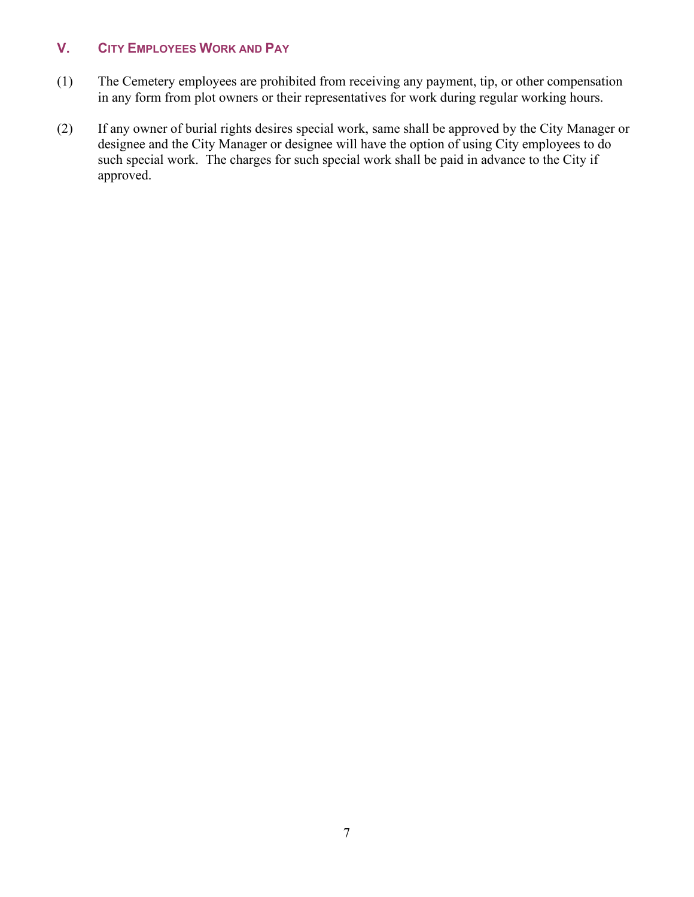## V. City Employees Work and Pay

(1) The Cemetery employees are prohibited from receiving any payment, tip, or other compensation in any form from plot owners or their representatives for work during regular working hours.

(2) If any owner of burial rights desires special work, same shall be approved by the City Manager or designee and the City Manager or designee will have the option of using City employees to do such special work. The charges for such special work shall be paid in advance to the City if approved.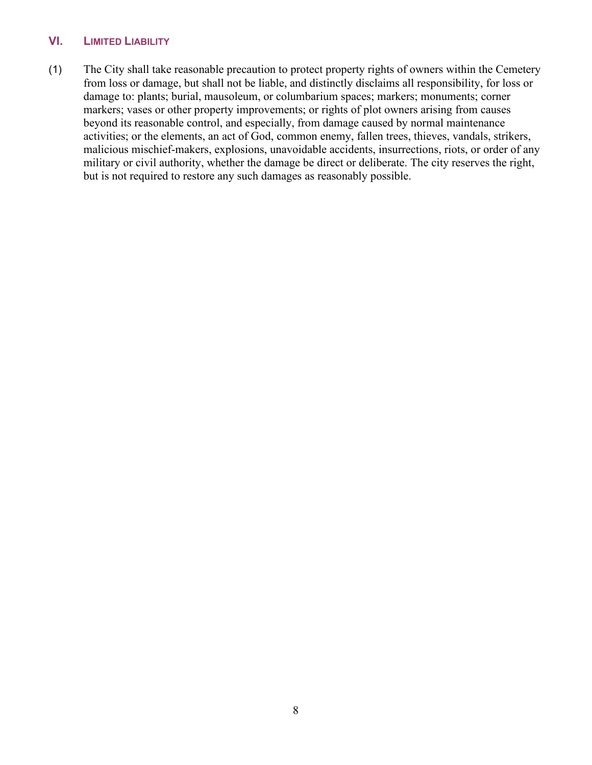## VI. LIMITED LIABILITY

(1) The City shall take reasonable precaution to protect property rights of owners within the Cemetery from loss or damage, but shall not be liable, and distinctly disclaims all responsibility, for loss or damage to: plants; burial, mausoleum, or columbarium spaces; markers; monuments; corner markers; vases or other property improvements; or rights of plot owners arising from causes beyond its reasonable control, and especially, from damage caused by normal maintenance activities; or the elements, an act of God, common enemy, fallen trees, thieves, vandals, strikers, malicious mischief-makers, explosions, unavoidable accidents, insurrections, riots, or order of any military or civil authority, whether the damage be direct or deliberate. The city reserves the right, but is not required to restore any such damages as reasonably possible.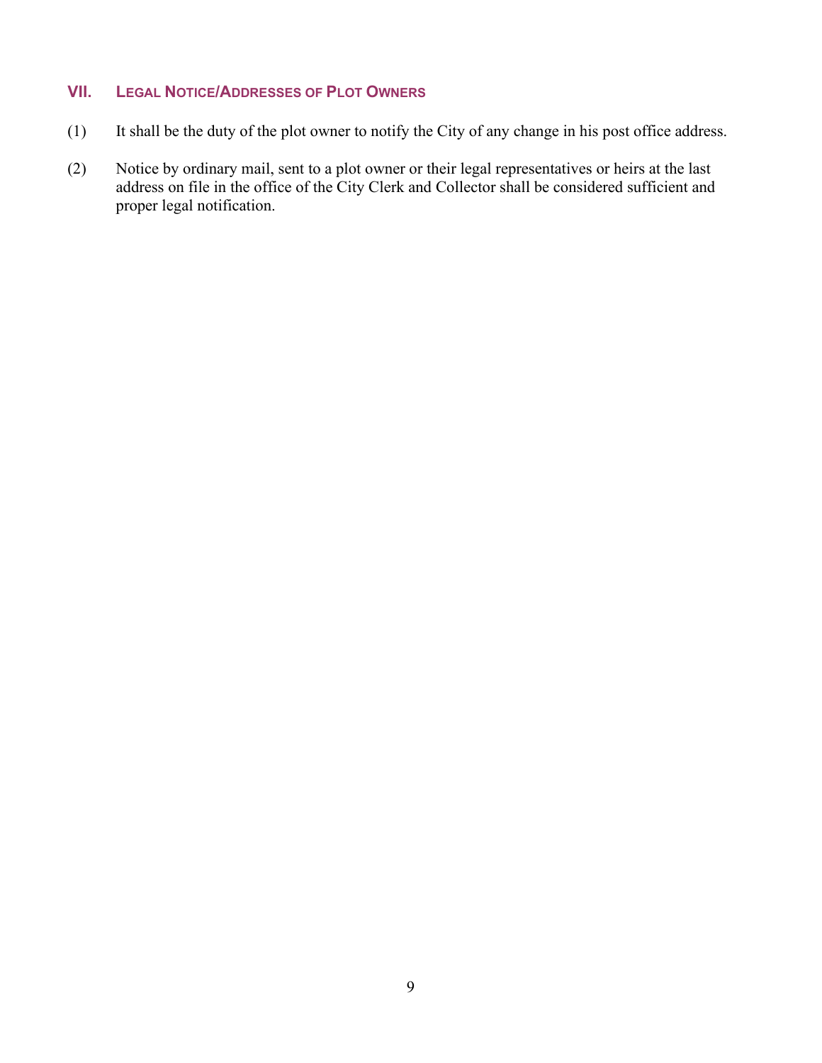## VII. Legal Notice/Addresses of Plot Owners

(1) It shall be the duty of the plot owner to notify the City of any change in his post office address.

(2) Notice by ordinary mail, sent to a plot owner or their legal representatives or heirs at the last address on file in the office of the City Clerk and Collector shall be considered sufficient and proper legal notification.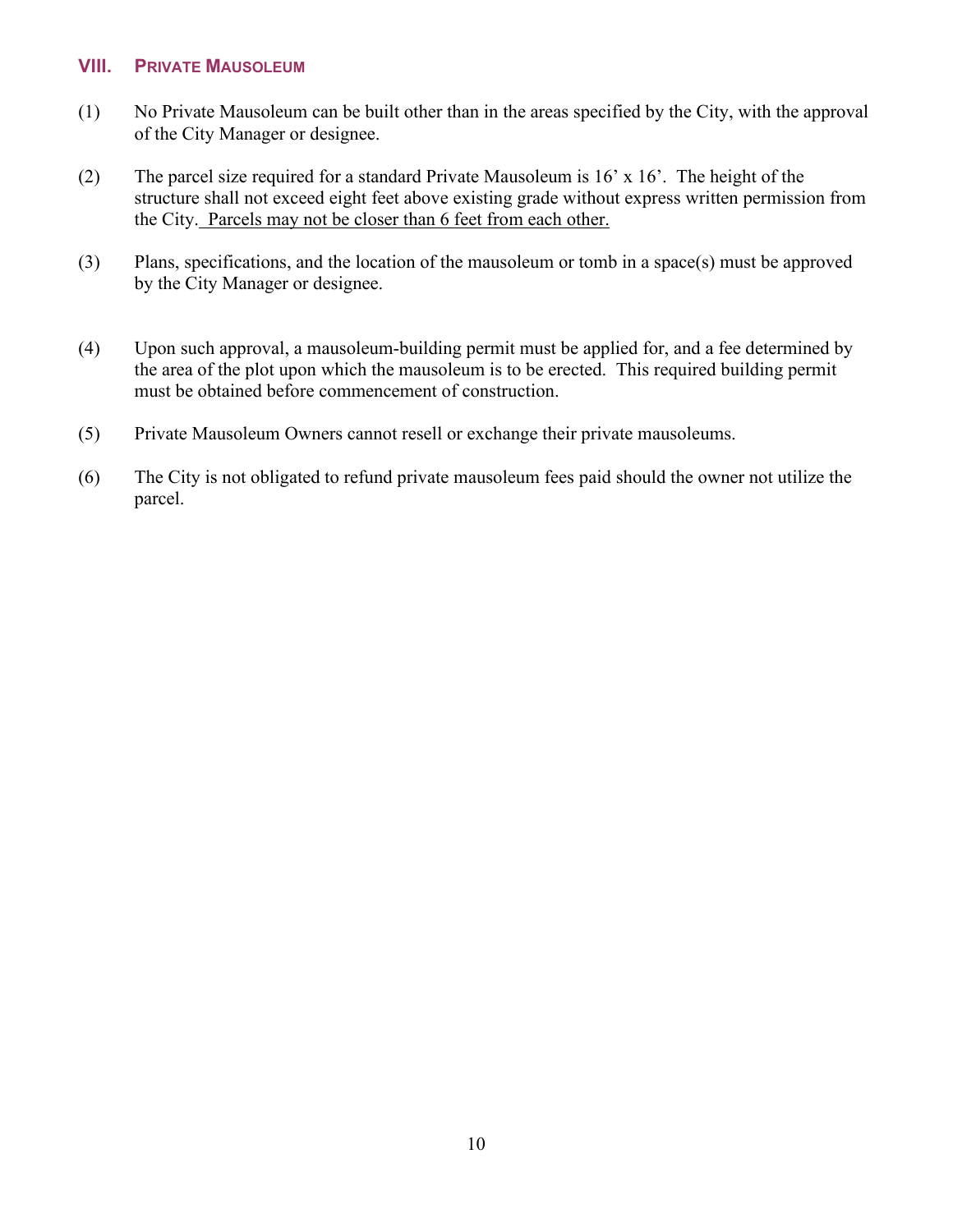## VIII. PRIVATE MAUSOLEUM

(1) No Private Mausoleum can be built other than in the areas specified by the City, with the approval of the City Manager or designee.

(2) The parcel size required for a standard Private Mausoleum is 16' x 16'. The height of the structure shall not exceed eight feet above existing grade without express written permission from the City. <u>Parcels may not be closer than 6 feet from each other.</u>

(3) Plans, specifications, and the location of the mausoleum or tomb in a space(s) must be approved by the City Manager or designee.

(4) Upon such approval, a mausoleum-building permit must be applied for, and a fee determined by the area of the plot upon which the mausoleum is to be erected. This required building permit must be obtained before commencement of construction.

(5) Private Mausoleum Owners cannot resell or exchange their private mausoleums.

(6) The City is not obligated to refund private mausoleum fees paid should the owner not utilize the parcel.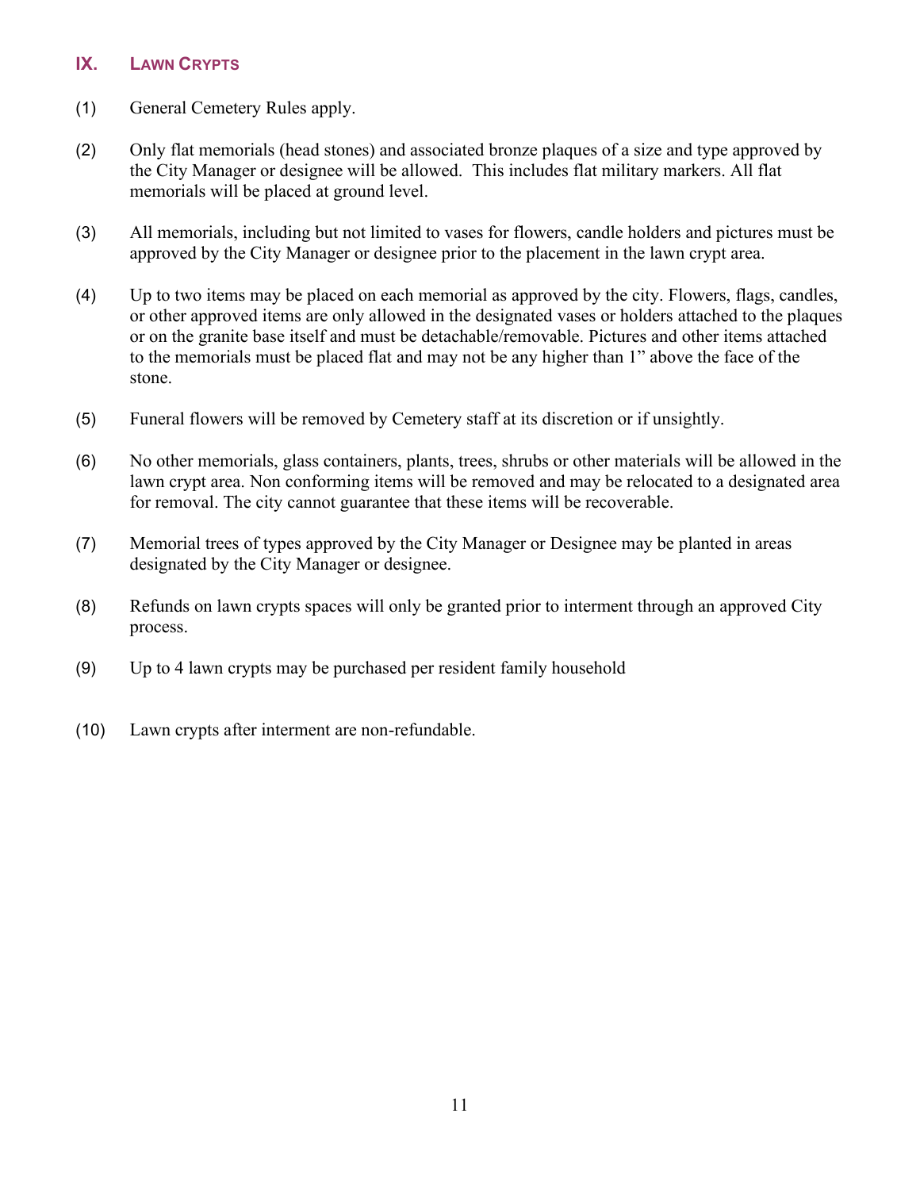## IX. Lawn Crypts

(1) General Cemetery Rules apply.

(2) Only flat memorials (head stones) and associated bronze plaques of a size and type approved by the City Manager or designee will be allowed. This includes flat military markers. All flat memorials will be placed at ground level.

(3) All memorials, including but not limited to vases for flowers, candle holders and pictures must be approved by the City Manager or designee prior to the placement in the lawn crypt area.

(4) Up to two items may be placed on each memorial as approved by the city. Flowers, flags, candles, or other approved items are only allowed in the designated vases or holders attached to the plaques or on the granite base itself and must be detachable/removable. Pictures and other items attached to the memorials must be placed flat and may not be any higher than 1" above the face of the stone.

(5) Funeral flowers will be removed by Cemetery staff at its discretion or if unsightly.

(6) No other memorials, glass containers, plants, trees, shrubs or other materials will be allowed in the lawn crypt area. Non conforming items will be removed and may be relocated to a designated area for removal. The city cannot guarantee that these items will be recoverable.

(7) Memorial trees of types approved by the City Manager or Designee may be planted in areas designated by the City Manager or designee.

(8) Refunds on lawn crypts spaces will only be granted prior to interment through an approved City process.

(9) Up to 4 lawn crypts may be purchased per resident family household

(10) Lawn crypts after interment are non-refundable.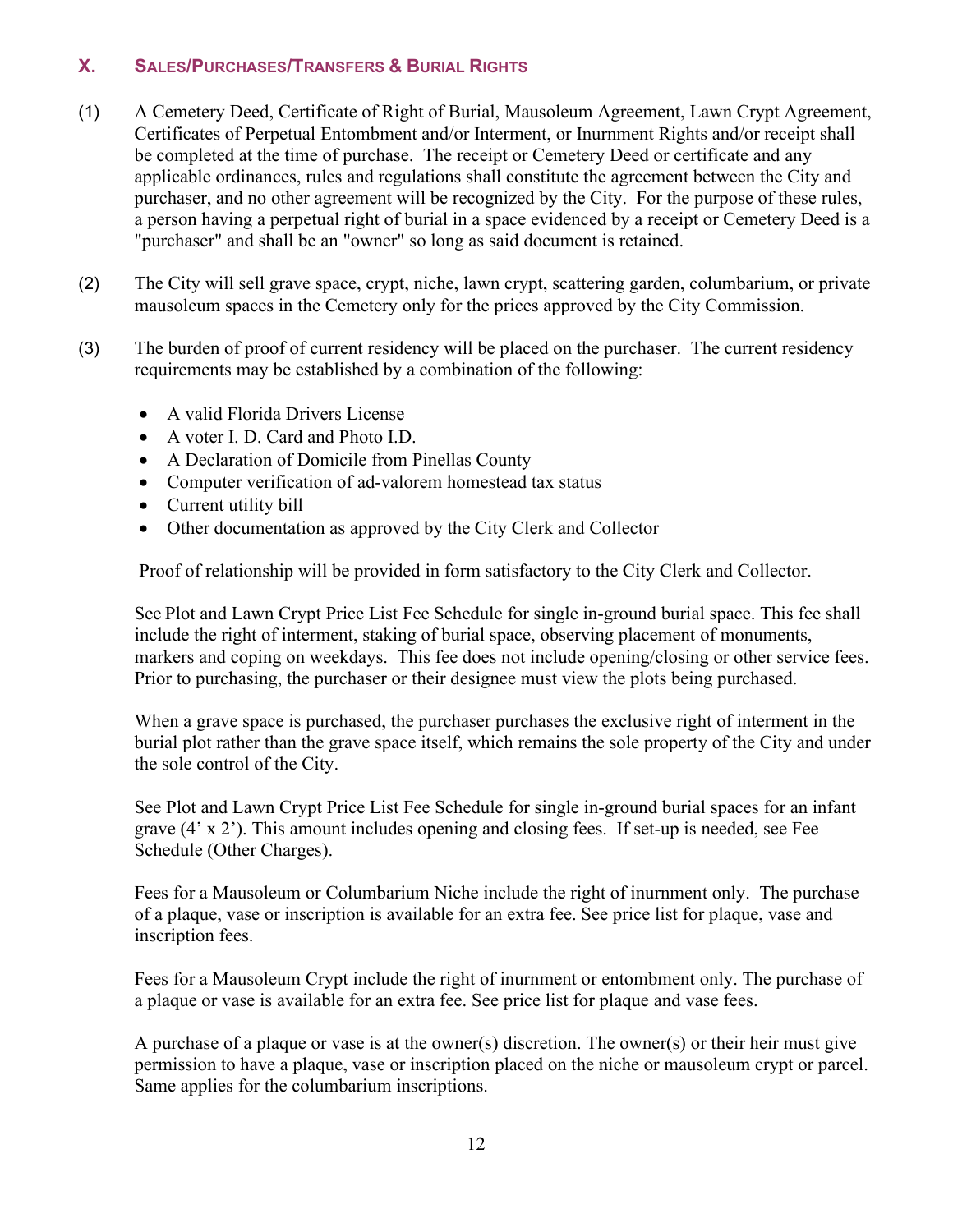## X. SALES/PURCHASES/TRANSFERS & BURIAL RIGHTS

(1) A Cemetery Deed, Certificate of Right of Burial, Mausoleum Agreement, Lawn Crypt Agreement, Certificates of Perpetual Entombment and/or Interment, or Inurnment Rights and/or receipt shall be completed at the time of purchase. The receipt or Cemetery Deed or certificate and any applicable ordinances, rules and regulations shall constitute the agreement between the City and purchaser, and no other agreement will be recognized by the City. For the purpose of these rules, a person having a perpetual right of burial in a space evidenced by a receipt or Cemetery Deed is a "purchaser" and shall be an "owner" so long as said document is retained.

(2) The City will sell grave space, crypt, niche, lawn crypt, scattering garden, columbarium, or private mausoleum spaces in the Cemetery only for the prices approved by the City Commission.

(3) The burden of proof of current residency will be placed on the purchaser. The current residency requirements may be established by a combination of the following:

- A valid Florida Drivers License
- A voter I. D. Card and Photo I.D.
- A Declaration of Domicile from Pinellas County
- Computer verification of ad-valorem homestead tax status
- Current utility bill
- Other documentation as approved by the City Clerk and Collector

Proof of relationship will be provided in form satisfactory to the City Clerk and Collector.

See Plot and Lawn Crypt Price List Fee Schedule for single in-ground burial space. This fee shall include the right of interment, staking of burial space, observing placement of monuments, markers and coping on weekdays. This fee does not include opening/closing or other service fees. Prior to purchasing, the purchaser or their designee must view the plots being purchased.

When a grave space is purchased, the purchaser purchases the exclusive right of interment in the burial plot rather than the grave space itself, which remains the sole property of the City and under the sole control of the City.

See Plot and Lawn Crypt Price List Fee Schedule for single in-ground burial spaces for an infant grave (4' x 2'). This amount includes opening and closing fees. If set-up is needed, see Fee Schedule (Other Charges).

Fees for a Mausoleum or Columbarium Niche include the right of inurnment only. The purchase of a plaque, vase or inscription is available for an extra fee. See price list for plaque, vase and inscription fees.

Fees for a Mausoleum Crypt include the right of inurnment or entombment only. The purchase of a plaque or vase is available for an extra fee. See price list for plaque and vase fees.

A purchase of a plaque or vase is at the owner(s) discretion. The owner(s) or their heir must give permission to have a plaque, vase or inscription placed on the niche or mausoleum crypt or parcel. Same applies for the columbarium inscriptions.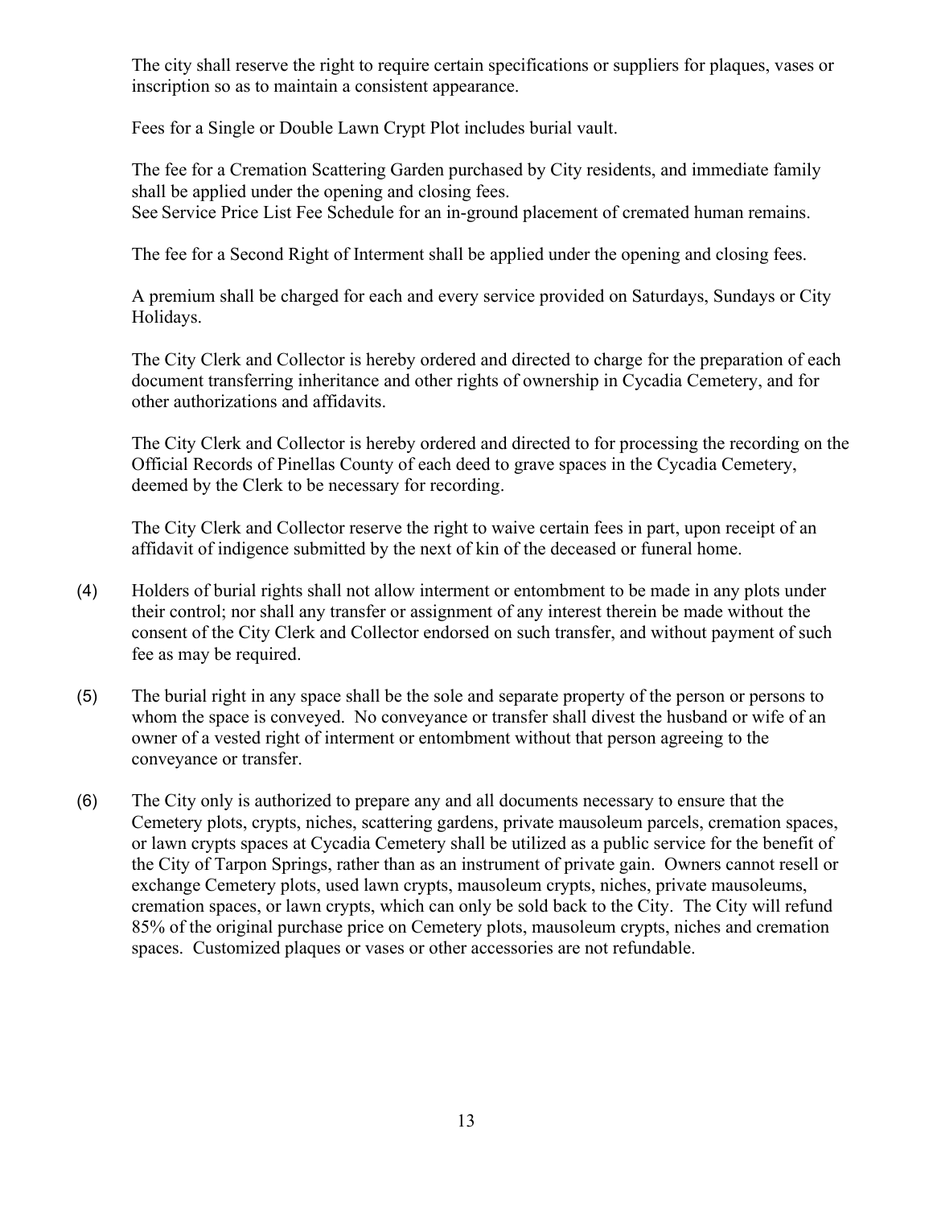The city shall reserve the right to require certain specifications or suppliers for plaques, vases or inscription so as to maintain a consistent appearance.

Fees for a Single or Double Lawn Crypt Plot includes burial vault.

The fee for a Cremation Scattering Garden purchased by City residents, and immediate family shall be applied under the opening and closing fees.
See Service Price List Fee Schedule for an in-ground placement of cremated human remains.

The fee for a Second Right of Interment shall be applied under the opening and closing fees.

A premium shall be charged for each and every service provided on Saturdays, Sundays or City Holidays.

The City Clerk and Collector is hereby ordered and directed to charge for the preparation of each document transferring inheritance and other rights of ownership in Cycadia Cemetery, and for other authorizations and affidavits.

The City Clerk and Collector is hereby ordered and directed to for processing the recording on the Official Records of Pinellas County of each deed to grave spaces in the Cycadia Cemetery, deemed by the Clerk to be necessary for recording.

The City Clerk and Collector reserve the right to waive certain fees in part, upon receipt of an affidavit of indigence submitted by the next of kin of the deceased or funeral home.

(4) Holders of burial rights shall not allow interment or entombment to be made in any plots under their control; nor shall any transfer or assignment of any interest therein be made without the consent of the City Clerk and Collector endorsed on such transfer, and without payment of such fee as may be required.

(5) The burial right in any space shall be the sole and separate property of the person or persons to whom the space is conveyed. No conveyance or transfer shall divest the husband or wife of an owner of a vested right of interment or entombment without that person agreeing to the conveyance or transfer.

(6) The City only is authorized to prepare any and all documents necessary to ensure that the Cemetery plots, crypts, niches, scattering gardens, private mausoleum parcels, cremation spaces, or lawn crypts spaces at Cycadia Cemetery shall be utilized as a public service for the benefit of the City of Tarpon Springs, rather than as an instrument of private gain. Owners cannot resell or exchange Cemetery plots, used lawn crypts, mausoleum crypts, niches, private mausoleums, cremation spaces, or lawn crypts, which can only be sold back to the City. The City will refund 85% of the original purchase price on Cemetery plots, mausoleum crypts, niches and cremation spaces. Customized plaques or vases or other accessories are not refundable.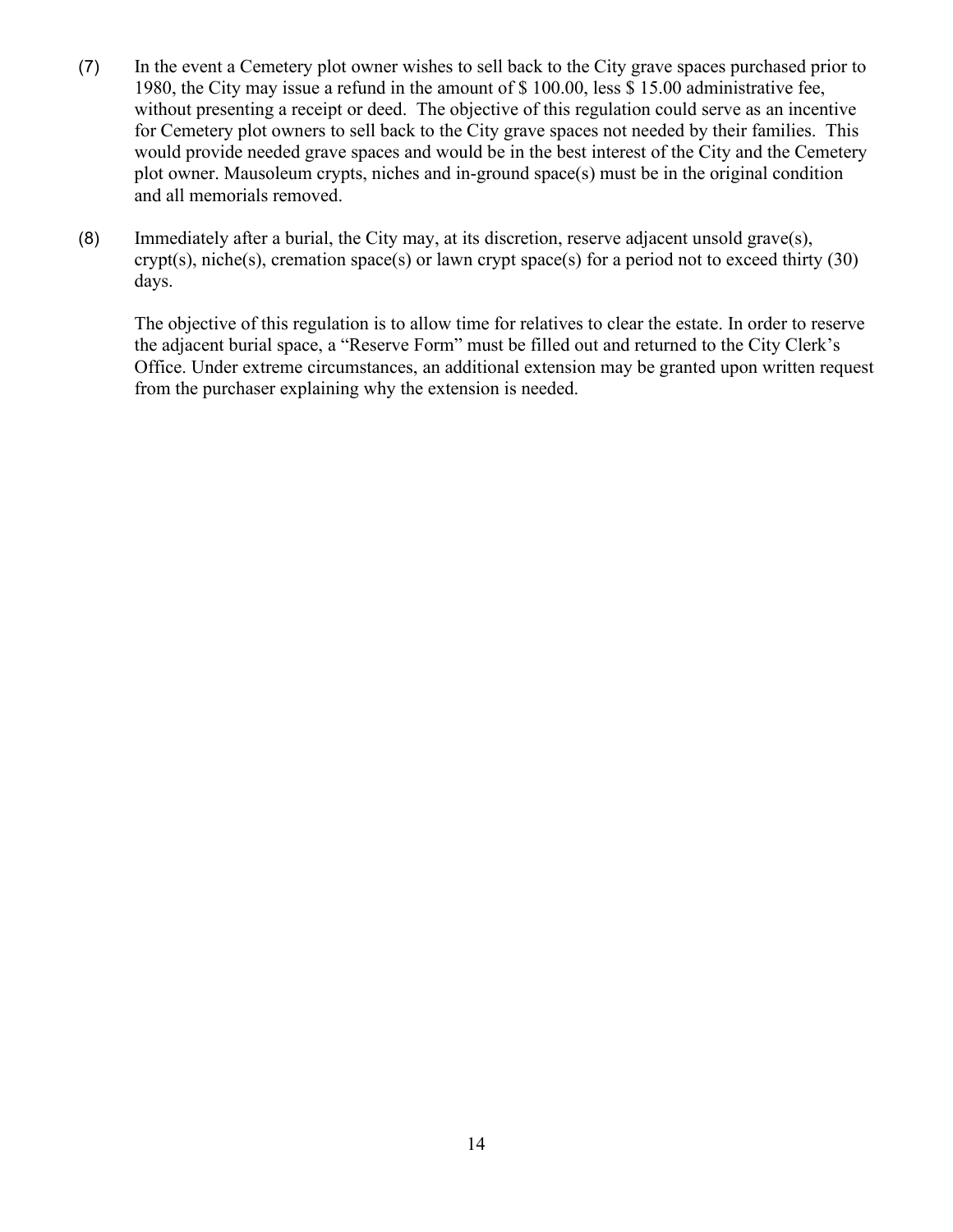(7) In the event a Cemetery plot owner wishes to sell back to the City grave spaces purchased prior to 1980, the City may issue a refund in the amount of $ 100.00, less $ 15.00 administrative fee, without presenting a receipt or deed. The objective of this regulation could serve as an incentive for Cemetery plot owners to sell back to the City grave spaces not needed by their families. This would provide needed grave spaces and would be in the best interest of the City and the Cemetery plot owner. Mausoleum crypts, niches and in-ground space(s) must be in the original condition and all memorials removed.

(8) Immediately after a burial, the City may, at its discretion, reserve adjacent unsold grave(s), crypt(s), niche(s), cremation space(s) or lawn crypt space(s) for a period not to exceed thirty (30) days.

The objective of this regulation is to allow time for relatives to clear the estate. In order to reserve the adjacent burial space, a "Reserve Form" must be filled out and returned to the City Clerk's Office. Under extreme circumstances, an additional extension may be granted upon written request from the purchaser explaining why the extension is needed.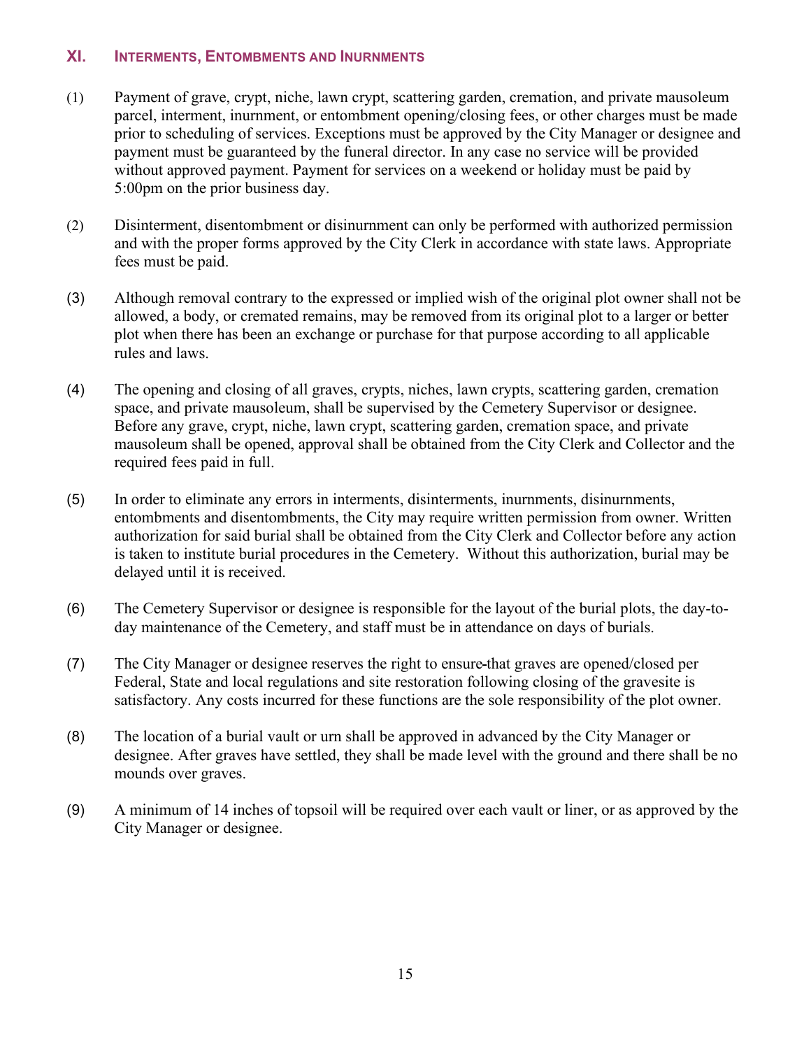## XI. Interments, Entombments and Inurnments

(1) Payment of grave, crypt, niche, lawn crypt, scattering garden, cremation, and private mausoleum parcel, interment, inurnment, or entombment opening/closing fees, or other charges must be made prior to scheduling of services. Exceptions must be approved by the City Manager or designee and payment must be guaranteed by the funeral director. In any case no service will be provided without approved payment. Payment for services on a weekend or holiday must be paid by 5:00pm on the prior business day.

(2) Disinterment, disentombment or disinurnment can only be performed with authorized permission and with the proper forms approved by the City Clerk in accordance with state laws. Appropriate fees must be paid.

(3) Although removal contrary to the expressed or implied wish of the original plot owner shall not be allowed, a body, or cremated remains, may be removed from its original plot to a larger or better plot when there has been an exchange or purchase for that purpose according to all applicable rules and laws.

(4) The opening and closing of all graves, crypts, niches, lawn crypts, scattering garden, cremation space, and private mausoleum, shall be supervised by the Cemetery Supervisor or designee. Before any grave, crypt, niche, lawn crypt, scattering garden, cremation space, and private mausoleum shall be opened, approval shall be obtained from the City Clerk and Collector and the required fees paid in full.

(5) In order to eliminate any errors in interments, disinterments, inurnments, disinurnments, entombments and disentombments, the City may require written permission from owner. Written authorization for said burial shall be obtained from the City Clerk and Collector before any action is taken to institute burial procedures in the Cemetery. Without this authorization, burial may be delayed until it is received.

(6) The Cemetery Supervisor or designee is responsible for the layout of the burial plots, the day-to-day maintenance of the Cemetery, and staff must be in attendance on days of burials.

(7) The City Manager or designee reserves the right to ensure that graves are opened/closed per Federal, State and local regulations and site restoration following closing of the gravesite is satisfactory. Any costs incurred for these functions are the sole responsibility of the plot owner.

(8) The location of a burial vault or urn shall be approved in advanced by the City Manager or designee. After graves have settled, they shall be made level with the ground and there shall be no mounds over graves.

(9) A minimum of 14 inches of topsoil will be required over each vault or liner, or as approved by the City Manager or designee.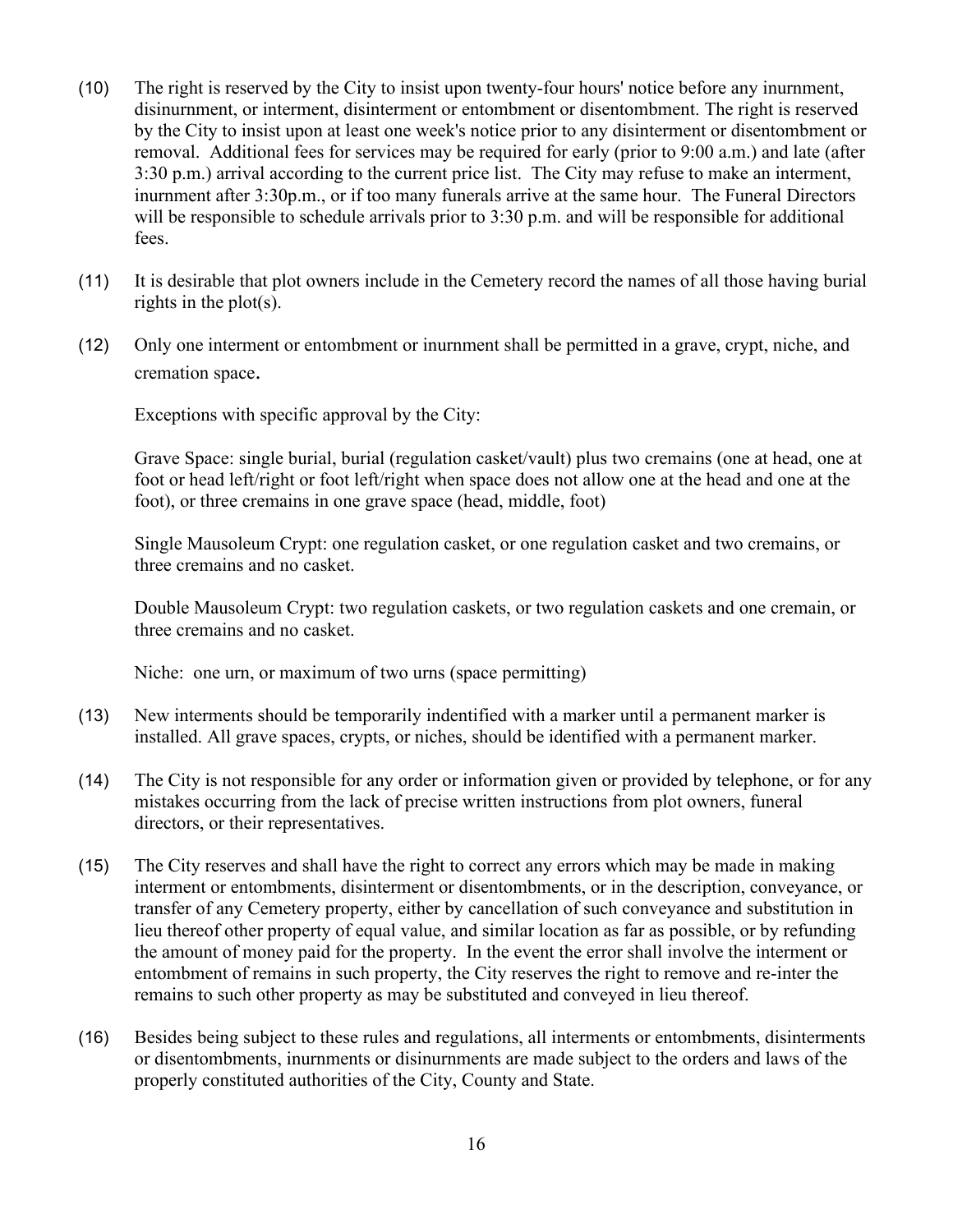(10) The right is reserved by the City to insist upon twenty-four hours' notice before any inurnment, disinurnment, or interment, disinterment or entombment or disentombment. The right is reserved by the City to insist upon at least one week's notice prior to any disinterment or disentombment or removal. Additional fees for services may be required for early (prior to 9:00 a.m.) and late (after 3:30 p.m.) arrival according to the current price list. The City may refuse to make an interment, inurnment after 3:30p.m., or if too many funerals arrive at the same hour. The Funeral Directors will be responsible to schedule arrivals prior to 3:30 p.m. and will be responsible for additional fees.

(11) It is desirable that plot owners include in the Cemetery record the names of all those having burial rights in the plot(s).

(12) Only one interment or entombment or inurnment shall be permitted in a grave, crypt, niche, and cremation space.

Exceptions with specific approval by the City:

Grave Space: single burial, burial (regulation casket/vault) plus two cremains (one at head, one at foot or head left/right or foot left/right when space does not allow one at the head and one at the foot), or three cremains in one grave space (head, middle, foot)

Single Mausoleum Crypt: one regulation casket, or one regulation casket and two cremains, or three cremains and no casket.

Double Mausoleum Crypt: two regulation caskets, or two regulation caskets and one cremain, or three cremains and no casket.

Niche: one urn, or maximum of two urns (space permitting)

(13) New interments should be temporarily indentified with a marker until a permanent marker is installed. All grave spaces, crypts, or niches, should be identified with a permanent marker.

(14) The City is not responsible for any order or information given or provided by telephone, or for any mistakes occurring from the lack of precise written instructions from plot owners, funeral directors, or their representatives.

(15) The City reserves and shall have the right to correct any errors which may be made in making interment or entombments, disinterment or disentombments, or in the description, conveyance, or transfer of any Cemetery property, either by cancellation of such conveyance and substitution in lieu thereof other property of equal value, and similar location as far as possible, or by refunding the amount of money paid for the property. In the event the error shall involve the interment or entombment of remains in such property, the City reserves the right to remove and re-inter the remains to such other property as may be substituted and conveyed in lieu thereof.

(16) Besides being subject to these rules and regulations, all interments or entombments, disinterments or disentombments, inurnments or disinurnments are made subject to the orders and laws of the properly constituted authorities of the City, County and State.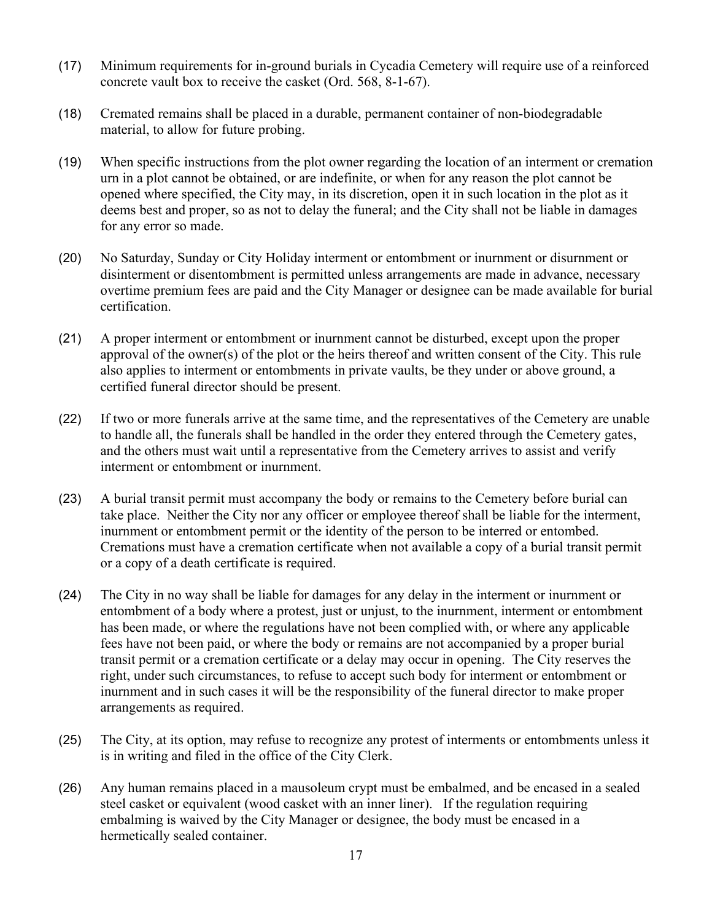(17) Minimum requirements for in-ground burials in Cycadia Cemetery will require use of a reinforced concrete vault box to receive the casket (Ord. 568, 8-1-67).

(18) Cremated remains shall be placed in a durable, permanent container of non-biodegradable material, to allow for future probing.

(19) When specific instructions from the plot owner regarding the location of an interment or cremation urn in a plot cannot be obtained, or are indefinite, or when for any reason the plot cannot be opened where specified, the City may, in its discretion, open it in such location in the plot as it deems best and proper, so as not to delay the funeral; and the City shall not be liable in damages for any error so made.

(20) No Saturday, Sunday or City Holiday interment or entombment or inurnment or disurnment or disinterment or disentombment is permitted unless arrangements are made in advance, necessary overtime premium fees are paid and the City Manager or designee can be made available for burial certification.

(21) A proper interment or entombment or inurnment cannot be disturbed, except upon the proper approval of the owner(s) of the plot or the heirs thereof and written consent of the City. This rule also applies to interment or entombments in private vaults, be they under or above ground, a certified funeral director should be present.

(22) If two or more funerals arrive at the same time, and the representatives of the Cemetery are unable to handle all, the funerals shall be handled in the order they entered through the Cemetery gates, and the others must wait until a representative from the Cemetery arrives to assist and verify interment or entombment or inurnment.

(23) A burial transit permit must accompany the body or remains to the Cemetery before burial can take place. Neither the City nor any officer or employee thereof shall be liable for the interment, inurnment or entombment permit or the identity of the person to be interred or entombed. Cremations must have a cremation certificate when not available a copy of a burial transit permit or a copy of a death certificate is required.

(24) The City in no way shall be liable for damages for any delay in the interment or inurnment or entombment of a body where a protest, just or unjust, to the inurnment, interment or entombment has been made, or where the regulations have not been complied with, or where any applicable fees have not been paid, or where the body or remains are not accompanied by a proper burial transit permit or a cremation certificate or a delay may occur in opening. The City reserves the right, under such circumstances, to refuse to accept such body for interment or entombment or inurnment and in such cases it will be the responsibility of the funeral director to make proper arrangements as required.

(25) The City, at its option, may refuse to recognize any protest of interments or entombments unless it is in writing and filed in the office of the City Clerk.

(26) Any human remains placed in a mausoleum crypt must be embalmed, and be encased in a sealed steel casket or equivalent (wood casket with an inner liner). If the regulation requiring embalming is waived by the City Manager or designee, the body must be encased in a hermetically sealed container.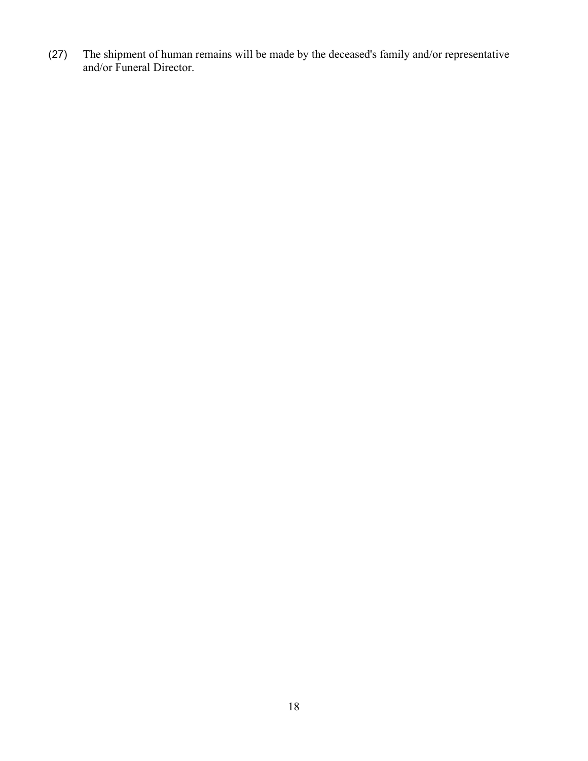(27) The shipment of human remains will be made by the deceased's family and/or representative and/or Funeral Director.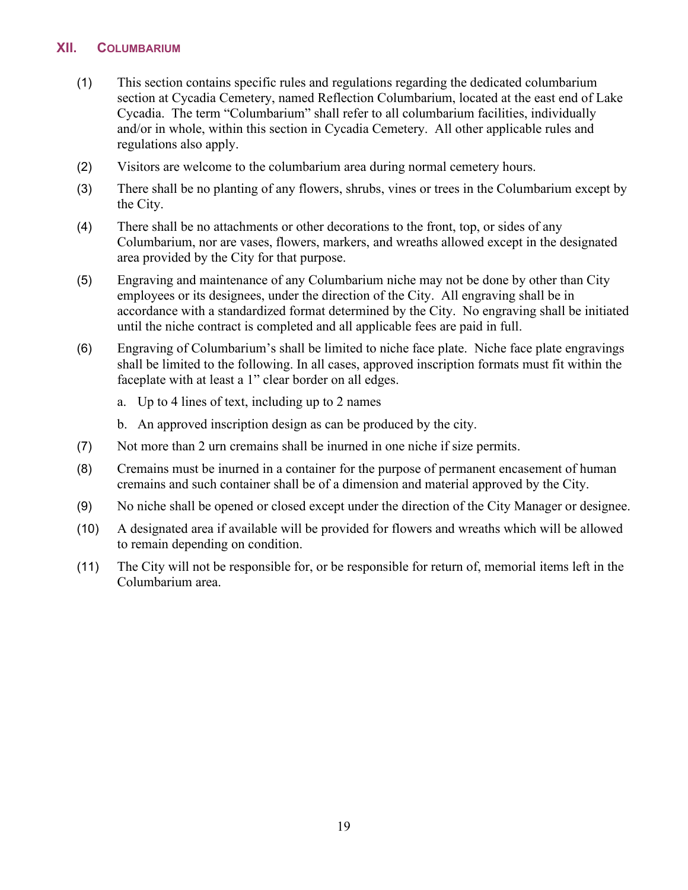## XII. COLUMBARIUM

(1) This section contains specific rules and regulations regarding the dedicated columbarium section at Cycadia Cemetery, named Reflection Columbarium, located at the east end of Lake Cycadia. The term "Columbarium" shall refer to all columbarium facilities, individually and/or in whole, within this section in Cycadia Cemetery. All other applicable rules and regulations also apply.

(2) Visitors are welcome to the columbarium area during normal cemetery hours.

(3) There shall be no planting of any flowers, shrubs, vines or trees in the Columbarium except by the City.

(4) There shall be no attachments or other decorations to the front, top, or sides of any Columbarium, nor are vases, flowers, markers, and wreaths allowed except in the designated area provided by the City for that purpose.

(5) Engraving and maintenance of any Columbarium niche may not be done by other than City employees or its designees, under the direction of the City. All engraving shall be in accordance with a standardized format determined by the City. No engraving shall be initiated until the niche contract is completed and all applicable fees are paid in full.

(6) Engraving of Columbarium's shall be limited to niche face plate. Niche face plate engravings shall be limited to the following. In all cases, approved inscription formats must fit within the faceplate with at least a 1" clear border on all edges.

   a. Up to 4 lines of text, including up to 2 names

   b. An approved inscription design as can be produced by the city.

(7) Not more than 2 urn cremains shall be inurned in one niche if size permits.

(8) Cremains must be inurned in a container for the purpose of permanent encasement of human cremains and such container shall be of a dimension and material approved by the City.

(9) No niche shall be opened or closed except under the direction of the City Manager or designee.

(10) A designated area if available will be provided for flowers and wreaths which will be allowed to remain depending on condition.

(11) The City will not be responsible for, or be responsible for return of, memorial items left in the Columbarium area.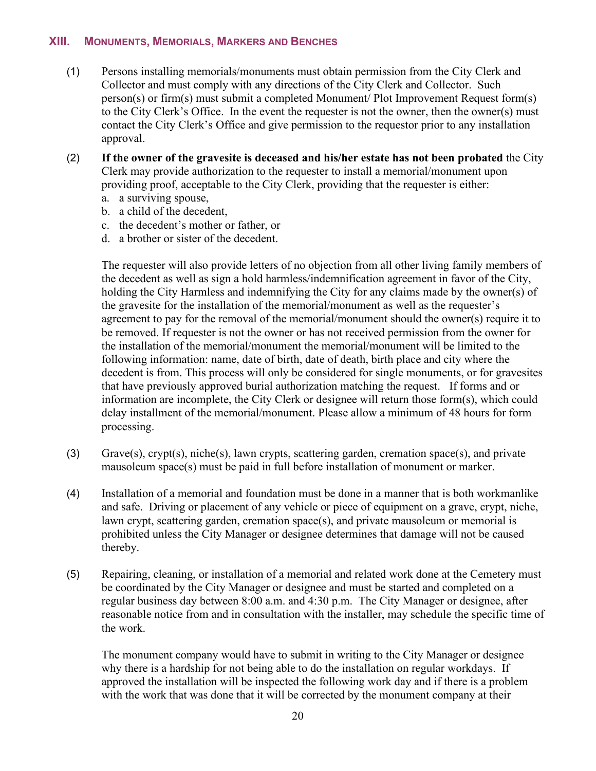## XIII. Monuments, Memorials, Markers and Benches

(1) Persons installing memorials/monuments must obtain permission from the City Clerk and Collector and must comply with any directions of the City Clerk and Collector. Such person(s) or firm(s) must submit a completed Monument/ Plot Improvement Request form(s) to the City Clerk's Office. In the event the requester is not the owner, then the owner(s) must contact the City Clerk's Office and give permission to the requestor prior to any installation approval.

(2) **If the owner of the gravesite is deceased and his/her estate has not been probated** the City Clerk may provide authorization to the requester to install a memorial/monument upon providing proof, acceptable to the City Clerk, providing that the requester is either:

a. a surviving spouse,
b. a child of the decedent,
c. the decedent's mother or father, or
d. a brother or sister of the decedent.

The requester will also provide letters of no objection from all other living family members of the decedent as well as sign a hold harmless/indemnification agreement in favor of the City, holding the City Harmless and indemnifying the City for any claims made by the owner(s) of the gravesite for the installation of the memorial/monument as well as the requester's agreement to pay for the removal of the memorial/monument should the owner(s) require it to be removed. If requester is not the owner or has not received permission from the owner for the installation of the memorial/monument the memorial/monument will be limited to the following information: name, date of birth, date of death, birth place and city where the decedent is from. This process will only be considered for single monuments, or for gravesites that have previously approved burial authorization matching the request. If forms and or information are incomplete, the City Clerk or designee will return those form(s), which could delay installment of the memorial/monument. Please allow a minimum of 48 hours for form processing.

(3) Grave(s), crypt(s), niche(s), lawn crypts, scattering garden, cremation space(s), and private mausoleum space(s) must be paid in full before installation of monument or marker.

(4) Installation of a memorial and foundation must be done in a manner that is both workmanlike and safe. Driving or placement of any vehicle or piece of equipment on a grave, crypt, niche, lawn crypt, scattering garden, cremation space(s), and private mausoleum or memorial is prohibited unless the City Manager or designee determines that damage will not be caused thereby.

(5) Repairing, cleaning, or installation of a memorial and related work done at the Cemetery must be coordinated by the City Manager or designee and must be started and completed on a regular business day between 8:00 a.m. and 4:30 p.m. The City Manager or designee, after reasonable notice from and in consultation with the installer, may schedule the specific time of the work.

The monument company would have to submit in writing to the City Manager or designee why there is a hardship for not being able to do the installation on regular workdays. If approved the installation will be inspected the following work day and if there is a problem with the work that was done that it will be corrected by the monument company at their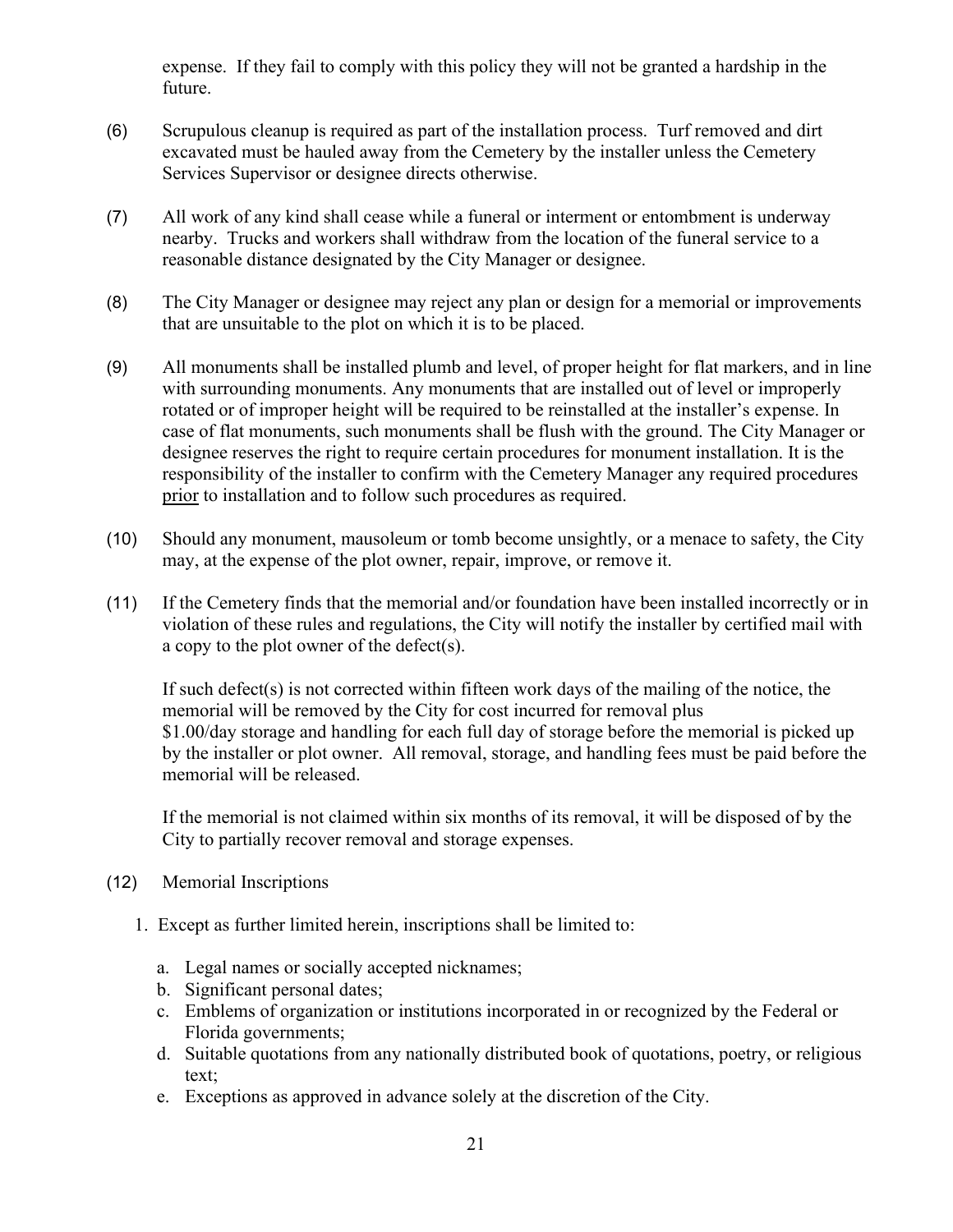expense. If they fail to comply with this policy they will not be granted a hardship in the future.

(6) Scrupulous cleanup is required as part of the installation process. Turf removed and dirt excavated must be hauled away from the Cemetery by the installer unless the Cemetery Services Supervisor or designee directs otherwise.

(7) All work of any kind shall cease while a funeral or interment or entombment is underway nearby. Trucks and workers shall withdraw from the location of the funeral service to a reasonable distance designated by the City Manager or designee.

(8) The City Manager or designee may reject any plan or design for a memorial or improvements that are unsuitable to the plot on which it is to be placed.

(9) All monuments shall be installed plumb and level, of proper height for flat markers, and in line with surrounding monuments. Any monuments that are installed out of level or improperly rotated or of improper height will be required to be reinstalled at the installer's expense. In case of flat monuments, such monuments shall be flush with the ground. The City Manager or designee reserves the right to require certain procedures for monument installation. It is the responsibility of the installer to confirm with the Cemetery Manager any required procedures <u>prior</u> to installation and to follow such procedures as required.

(10) Should any monument, mausoleum or tomb become unsightly, or a menace to safety, the City may, at the expense of the plot owner, repair, improve, or remove it.

(11) If the Cemetery finds that the memorial and/or foundation have been installed incorrectly or in violation of these rules and regulations, the City will notify the installer by certified mail with a copy to the plot owner of the defect(s).

If such defect(s) is not corrected within fifteen work days of the mailing of the notice, the memorial will be removed by the City for cost incurred for removal plus $1.00/day storage and handling for each full day of storage before the memorial is picked up by the installer or plot owner. All removal, storage, and handling fees must be paid before the memorial will be released.

If the memorial is not claimed within six months of its removal, it will be disposed of by the City to partially recover removal and storage expenses.

(12) Memorial Inscriptions

1. Except as further limited herein, inscriptions shall be limited to:
    a. Legal names or socially accepted nicknames;
    b. Significant personal dates;
    c. Emblems of organization or institutions incorporated in or recognized by the Federal or Florida governments;
    d. Suitable quotations from any nationally distributed book of quotations, poetry, or religious text;
    e. Exceptions as approved in advance solely at the discretion of the City.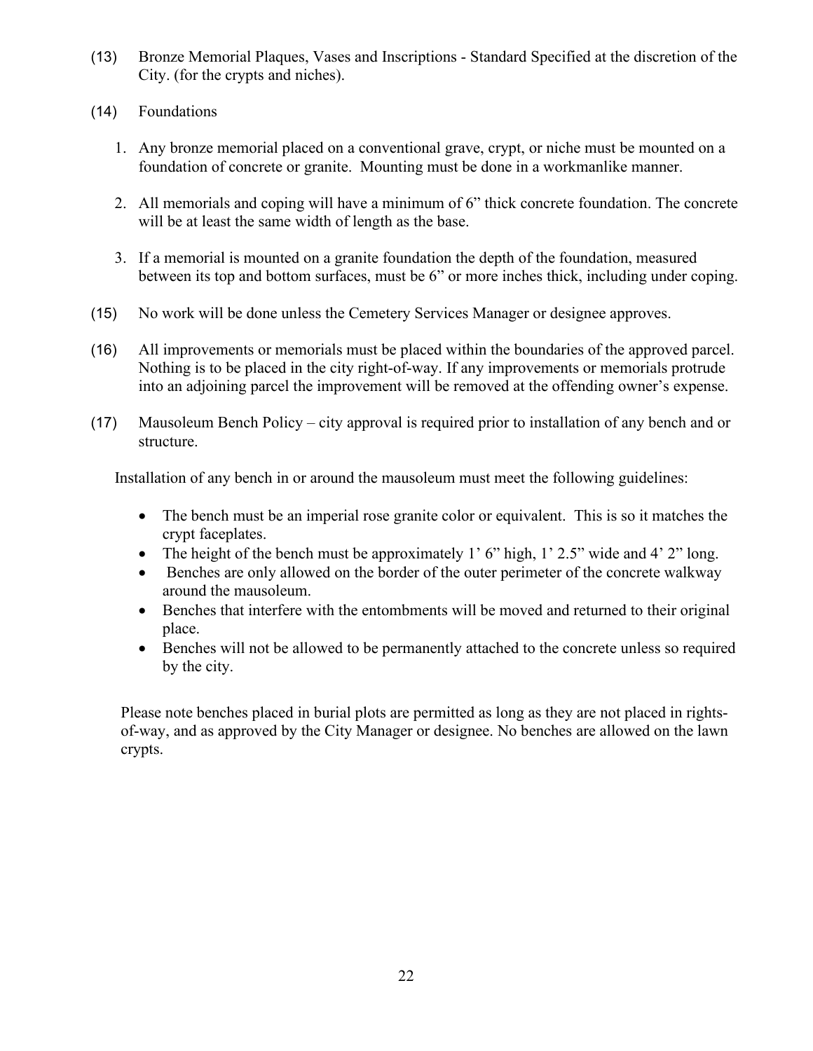(13) Bronze Memorial Plaques, Vases and Inscriptions - Standard Specified at the discretion of the City. (for the crypts and niches).

(14) Foundations

1. Any bronze memorial placed on a conventional grave, crypt, or niche must be mounted on a foundation of concrete or granite. Mounting must be done in a workmanlike manner.

2. All memorials and coping will have a minimum of 6" thick concrete foundation. The concrete will be at least the same width of length as the base.

3. If a memorial is mounted on a granite foundation the depth of the foundation, measured between its top and bottom surfaces, must be 6" or more inches thick, including under coping.

(15) No work will be done unless the Cemetery Services Manager or designee approves.

(16) All improvements or memorials must be placed within the boundaries of the approved parcel. Nothing is to be placed in the city right-of-way. If any improvements or memorials protrude into an adjoining parcel the improvement will be removed at the offending owner's expense.

(17) Mausoleum Bench Policy – city approval is required prior to installation of any bench and or structure.

Installation of any bench in or around the mausoleum must meet the following guidelines:

- The bench must be an imperial rose granite color or equivalent. This is so it matches the crypt faceplates.
- The height of the bench must be approximately 1' 6" high, 1' 2.5" wide and 4' 2" long.
- Benches are only allowed on the border of the outer perimeter of the concrete walkway around the mausoleum.
- Benches that interfere with the entombments will be moved and returned to their original place.
- Benches will not be allowed to be permanently attached to the concrete unless so required by the city.

Please note benches placed in burial plots are permitted as long as they are not placed in rights-of-way, and as approved by the City Manager or designee. No benches are allowed on the lawn crypts.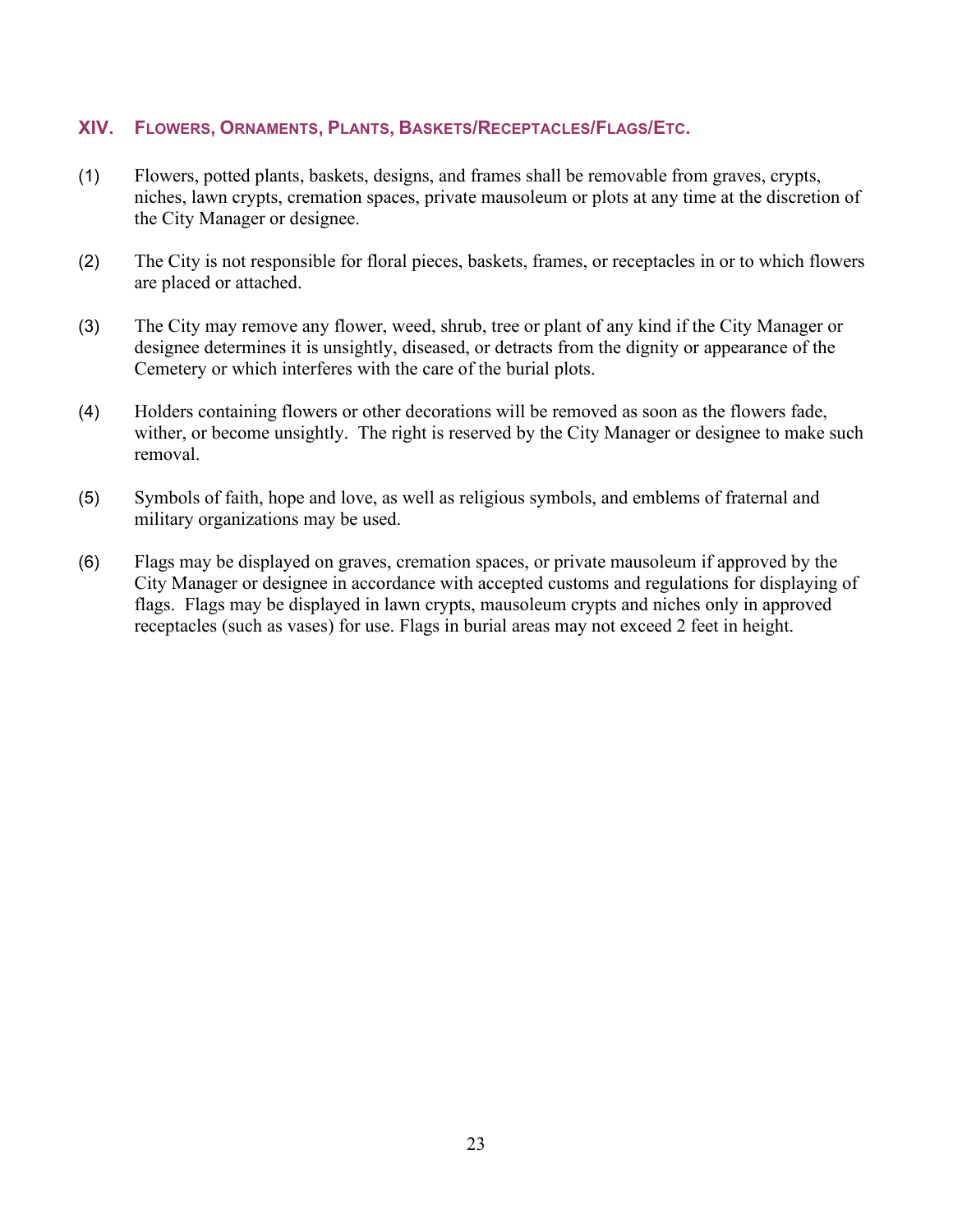## XIV. Flowers, Ornaments, Plants, Baskets/Receptacles/Flags/Etc.

(1) Flowers, potted plants, baskets, designs, and frames shall be removable from graves, crypts, niches, lawn crypts, cremation spaces, private mausoleum or plots at any time at the discretion of the City Manager or designee.

(2) The City is not responsible for floral pieces, baskets, frames, or receptacles in or to which flowers are placed or attached.

(3) The City may remove any flower, weed, shrub, tree or plant of any kind if the City Manager or designee determines it is unsightly, diseased, or detracts from the dignity or appearance of the Cemetery or which interferes with the care of the burial plots.

(4) Holders containing flowers or other decorations will be removed as soon as the flowers fade, wither, or become unsightly. The right is reserved by the City Manager or designee to make such removal.

(5) Symbols of faith, hope and love, as well as religious symbols, and emblems of fraternal and military organizations may be used.

(6) Flags may be displayed on graves, cremation spaces, or private mausoleum if approved by the City Manager or designee in accordance with accepted customs and regulations for displaying of flags. Flags may be displayed in lawn crypts, mausoleum crypts and niches only in approved receptacles (such as vases) for use. Flags in burial areas may not exceed 2 feet in height.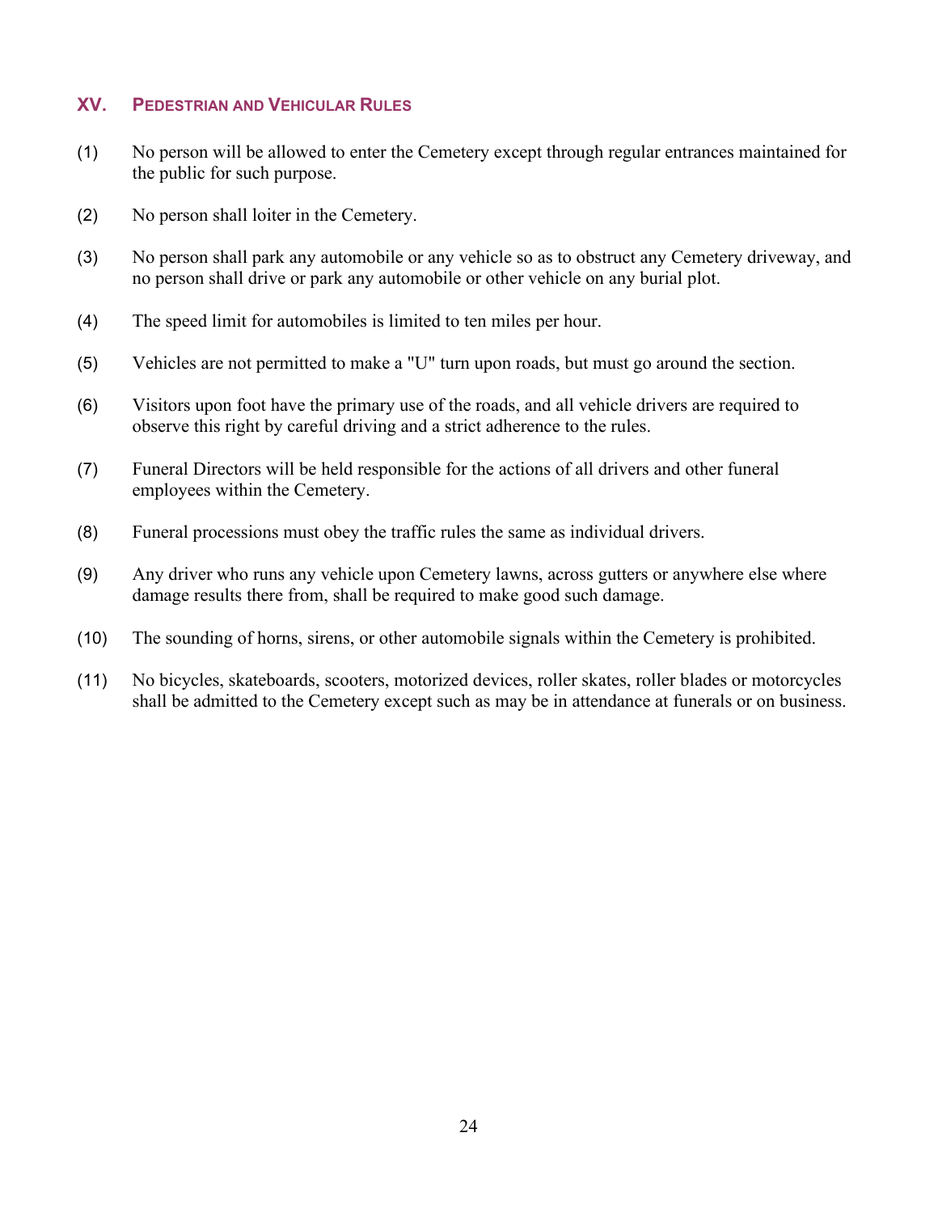## XV. PEDESTRIAN AND VEHICULAR RULES

(1) No person will be allowed to enter the Cemetery except through regular entrances maintained for the public for such purpose.

(2) No person shall loiter in the Cemetery.

(3) No person shall park any automobile or any vehicle so as to obstruct any Cemetery driveway, and no person shall drive or park any automobile or other vehicle on any burial plot.

(4) The speed limit for automobiles is limited to ten miles per hour.

(5) Vehicles are not permitted to make a "U" turn upon roads, but must go around the section.

(6) Visitors upon foot have the primary use of the roads, and all vehicle drivers are required to observe this right by careful driving and a strict adherence to the rules.

(7) Funeral Directors will be held responsible for the actions of all drivers and other funeral employees within the Cemetery.

(8) Funeral processions must obey the traffic rules the same as individual drivers.

(9) Any driver who runs any vehicle upon Cemetery lawns, across gutters or anywhere else where damage results there from, shall be required to make good such damage.

(10) The sounding of horns, sirens, or other automobile signals within the Cemetery is prohibited.

(11) No bicycles, skateboards, scooters, motorized devices, roller skates, roller blades or motorcycles shall be admitted to the Cemetery except such as may be in attendance at funerals or on business.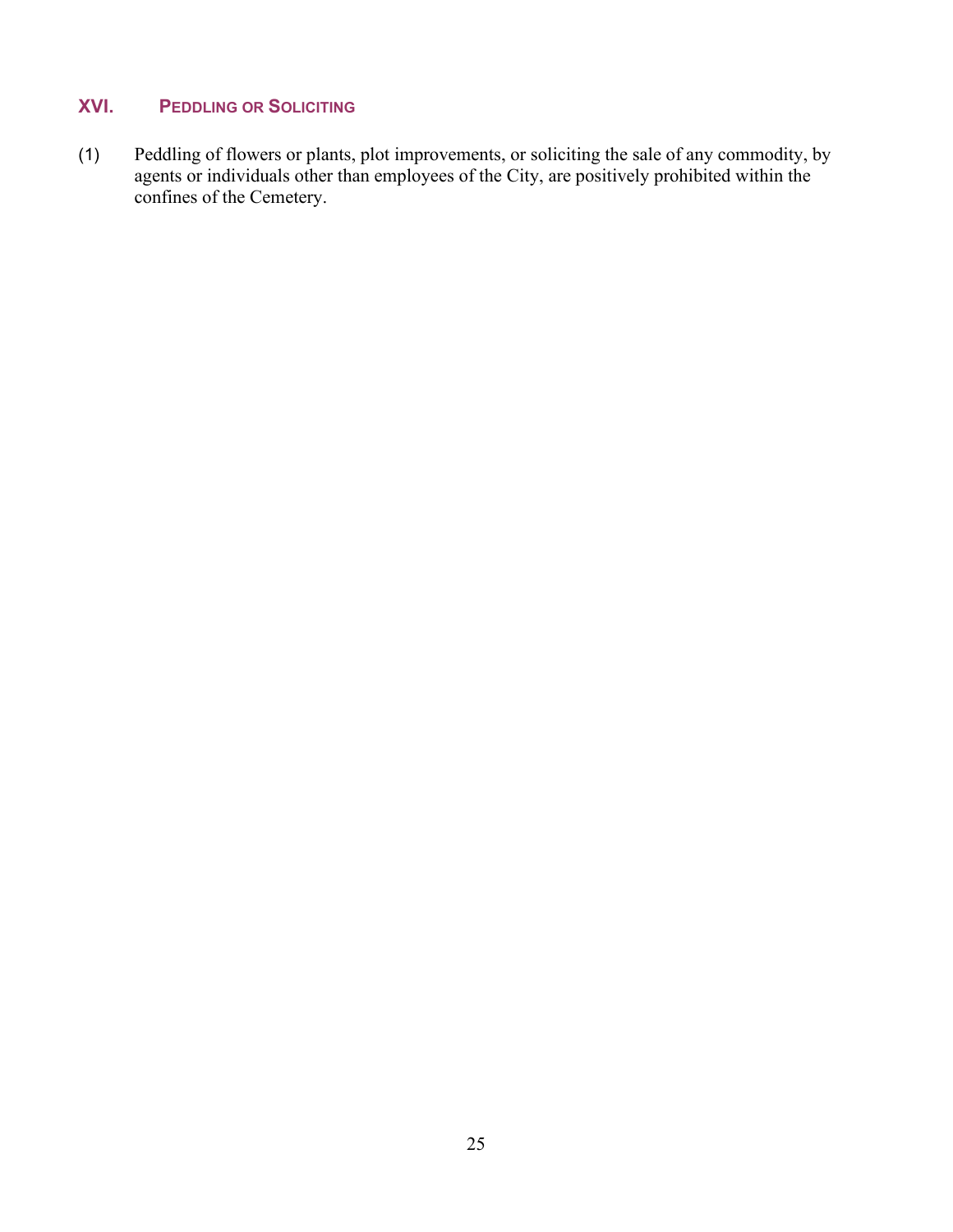## XVI. PEDDLING OR SOLICITING

(1) Peddling of flowers or plants, plot improvements, or soliciting the sale of any commodity, by agents or individuals other than employees of the City, are positively prohibited within the confines of the Cemetery.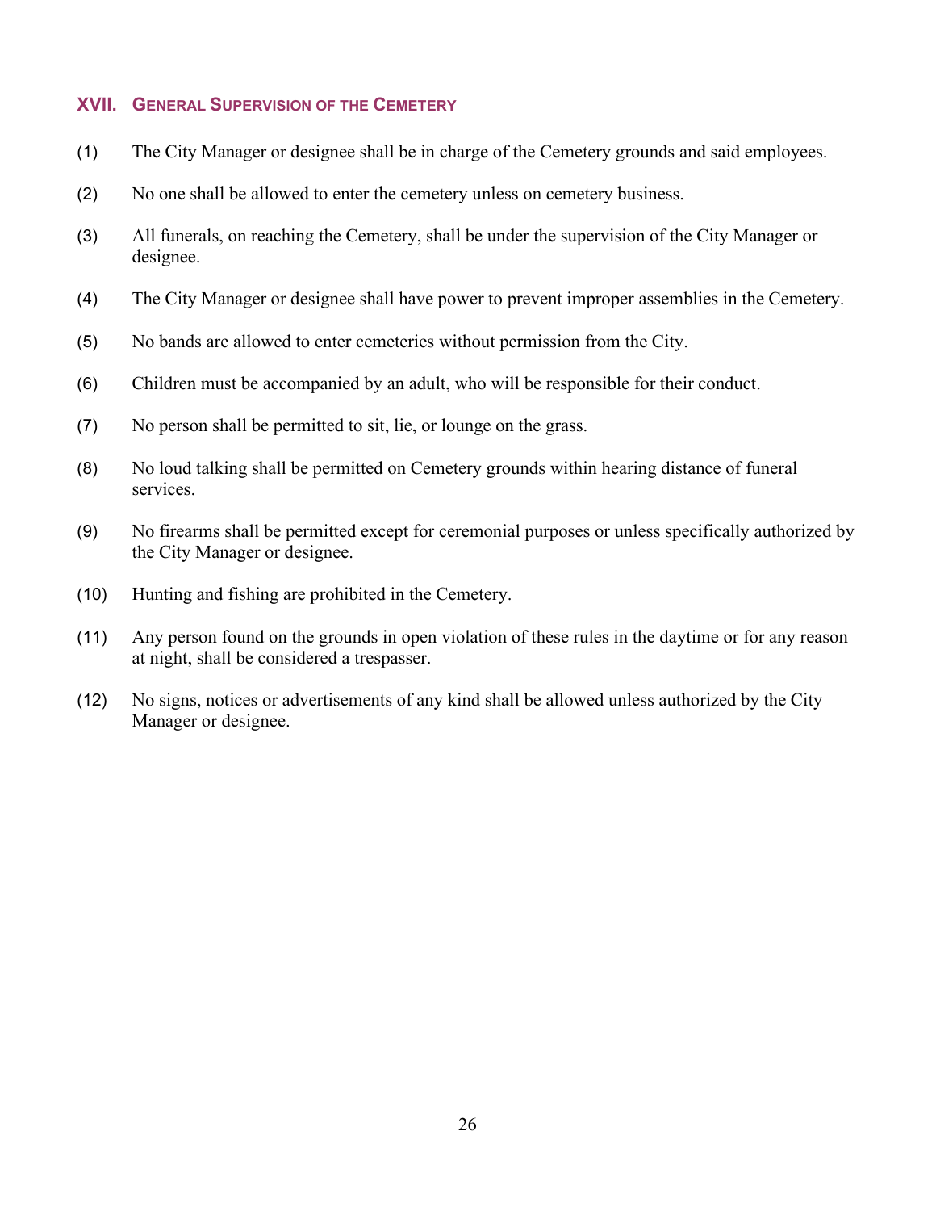## XVII. General Supervision of the Cemetery

(1) The City Manager or designee shall be in charge of the Cemetery grounds and said employees.

(2) No one shall be allowed to enter the cemetery unless on cemetery business.

(3) All funerals, on reaching the Cemetery, shall be under the supervision of the City Manager or designee.

(4) The City Manager or designee shall have power to prevent improper assemblies in the Cemetery.

(5) No bands are allowed to enter cemeteries without permission from the City.

(6) Children must be accompanied by an adult, who will be responsible for their conduct.

(7) No person shall be permitted to sit, lie, or lounge on the grass.

(8) No loud talking shall be permitted on Cemetery grounds within hearing distance of funeral services.

(9) No firearms shall be permitted except for ceremonial purposes or unless specifically authorized by the City Manager or designee.

(10) Hunting and fishing are prohibited in the Cemetery.

(11) Any person found on the grounds in open violation of these rules in the daytime or for any reason at night, shall be considered a trespasser.

(12) No signs, notices or advertisements of any kind shall be allowed unless authorized by the City Manager or designee.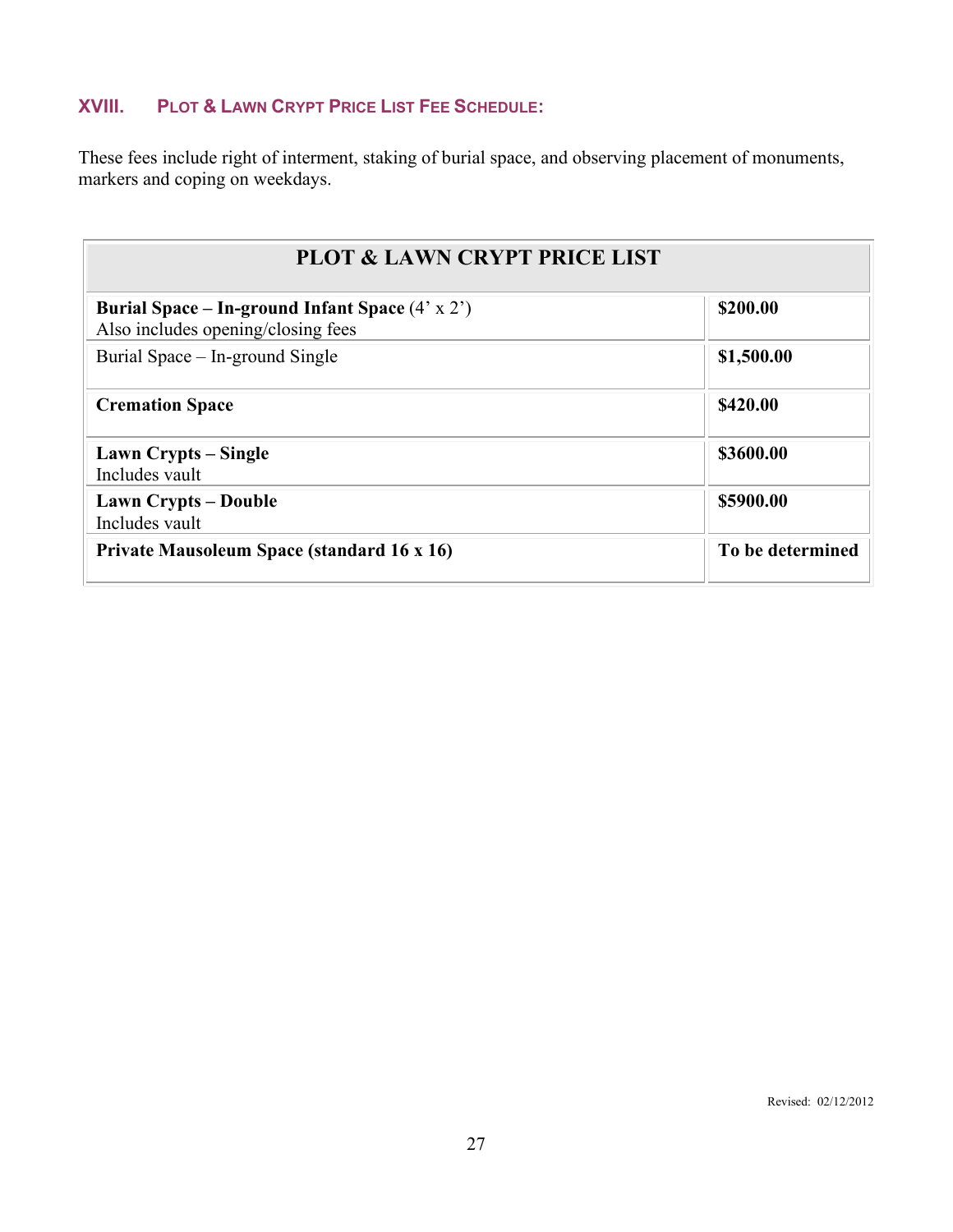## XVIII. PLOT & LAWN CRYPT PRICE LIST FEE SCHEDULE:

These fees include right of interment, staking of burial space, and observing placement of monuments, markers and coping on weekdays.

| PLOT & LAWN CRYPT PRICE LIST | |
|---|---|
| **Burial Space – In-ground Infant Space** (4' x 2')<br>Also includes opening/closing fees | **$200.00** |
| Burial Space – In-ground Single | **$1,500.00** |
| **Cremation Space** | **$420.00** |
| **Lawn Crypts – Single**<br>Includes vault | **$3600.00** |
| **Lawn Crypts – Double**<br>Includes vault | **$5900.00** |
| **Private Mausoleum Space (standard 16 x 16)** | **To be determined** |

Revised: 02/12/2012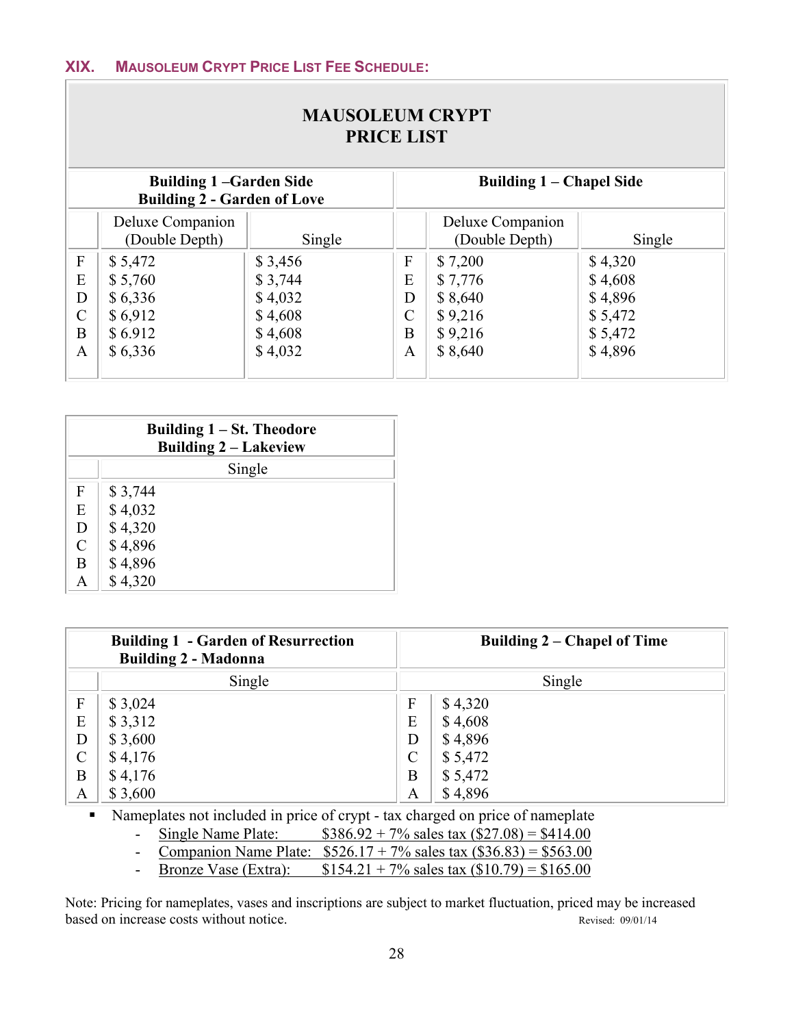## XIX. Mausoleum Crypt Price List Fee Schedule:

**MAUSOLEUM CRYPT PRICE LIST**

| | **Building 1 –Garden Side Building 2 - Garden of Love** | | | **Building 1 – Chapel Side** | |
|---|---|---|---|---|---|
| | Deluxe Companion (Double Depth) | Single | | Deluxe Companion (Double Depth) | Single |
| F | $ 5,472 | $ 3,456 | F | $ 7,200 | $ 4,320 |
| E | $ 5,760 | $ 3,744 | E | $ 7,776 | $ 4,608 |
| D | $ 6,336 | $ 4,032 | D | $ 8,640 | $ 4,896 |
| C | $ 6,912 | $ 4,608 | C | $ 9,216 | $ 5,472 |
| B | $ 6.912 | $ 4,608 | B | $ 9,216 | $ 5,472 |
| A | $ 6,336 | $ 4,032 | A | $ 8,640 | $ 4,896 |

| | **Building 1 – St. Theodore Building 2 – Lakeview** |
|---|---|
| | Single |
| F | $ 3,744 |
| E | $ 4,032 |
| D | $ 4,320 |
| C | $ 4,896 |
| B | $ 4,896 |
| A | $ 4,320 |

| | **Building 1 - Garden of Resurrection Building 2 - Madonna** | | **Building 2 – Chapel of Time** |
|---|---|---|---|
| | Single | | Single |
| F | $ 3,024 | F | $ 4,320 |
| E | $ 3,312 | E | $ 4,608 |
| D | $ 3,600 | D | $ 4,896 |
| C | $ 4,176 | C | $ 5,472 |
| B | $ 4,176 | B | $ 5,472 |
| A | $ 3,600 | A | $ 4,896 |

- Nameplates not included in price of crypt - tax charged on price of nameplate
  - Single Name Plate: $386.92 + 7% sales tax ($27.08) = $414.00
  - Companion Name Plate: $526.17 + 7% sales tax ($36.83) = $563.00
  - Bronze Vase (Extra): $154.21 + 7% sales tax ($10.79) = $165.00

Note: Pricing for nameplates, vases and inscriptions are subject to market fluctuation, priced may be increased based on increase costs without notice.

Revised: 09/01/14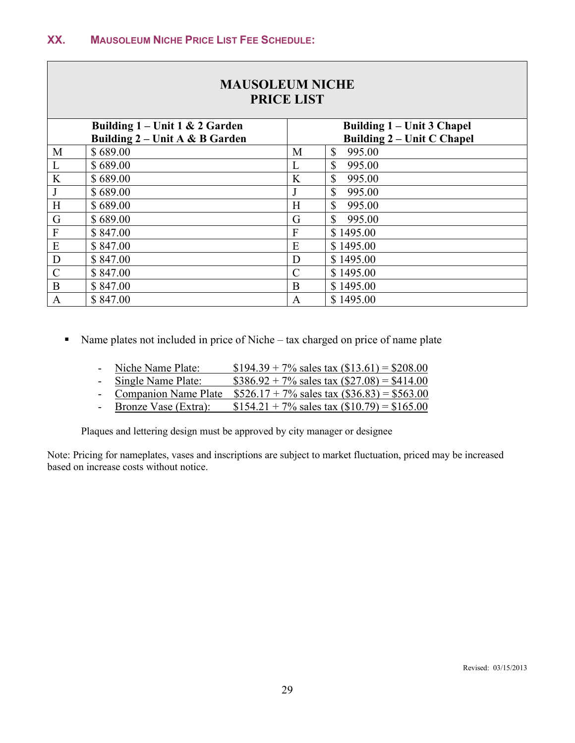## XX. MAUSOLEUM NICHE PRICE LIST FEE SCHEDULE:

| MAUSOLEUM NICHE PRICE LIST | | | |
|---|---|---|---|
| Building 1 – Unit 1 & 2 Garden<br>Building 2 – Unit A & B Garden | | Building 1 – Unit 3 Chapel<br>Building 2 – Unit C Chapel | |
| M | $ 689.00 | M | $ 995.00 |
| L | $ 689.00 | L | $ 995.00 |
| K | $ 689.00 | K | $ 995.00 |
| J | $ 689.00 | J | $ 995.00 |
| H | $ 689.00 | H | $ 995.00 |
| G | $ 689.00 | G | $ 995.00 |
| F | $ 847.00 | F | $ 1495.00 |
| E | $ 847.00 | E | $ 1495.00 |
| D | $ 847.00 | D | $ 1495.00 |
| C | $ 847.00 | C | $ 1495.00 |
| B | $ 847.00 | B | $ 1495.00 |
| A | $ 847.00 | A | $ 1495.00 |

- Name plates not included in price of Niche – tax charged on price of name plate

  - Niche Name Plate: $194.39 + 7% sales tax ($13.61) = $208.00
  - Single Name Plate: $386.92 + 7% sales tax ($27.08) = $414.00
  - Companion Name Plate $526.17 + 7% sales tax ($36.83) = $563.00
  - Bronze Vase (Extra): $154.21 + 7% sales tax ($10.79) = $165.00

  Plaques and lettering design must be approved by city manager or designee

Note: Pricing for nameplates, vases and inscriptions are subject to market fluctuation, priced may be increased based on increase costs without notice.

Revised: 03/15/2013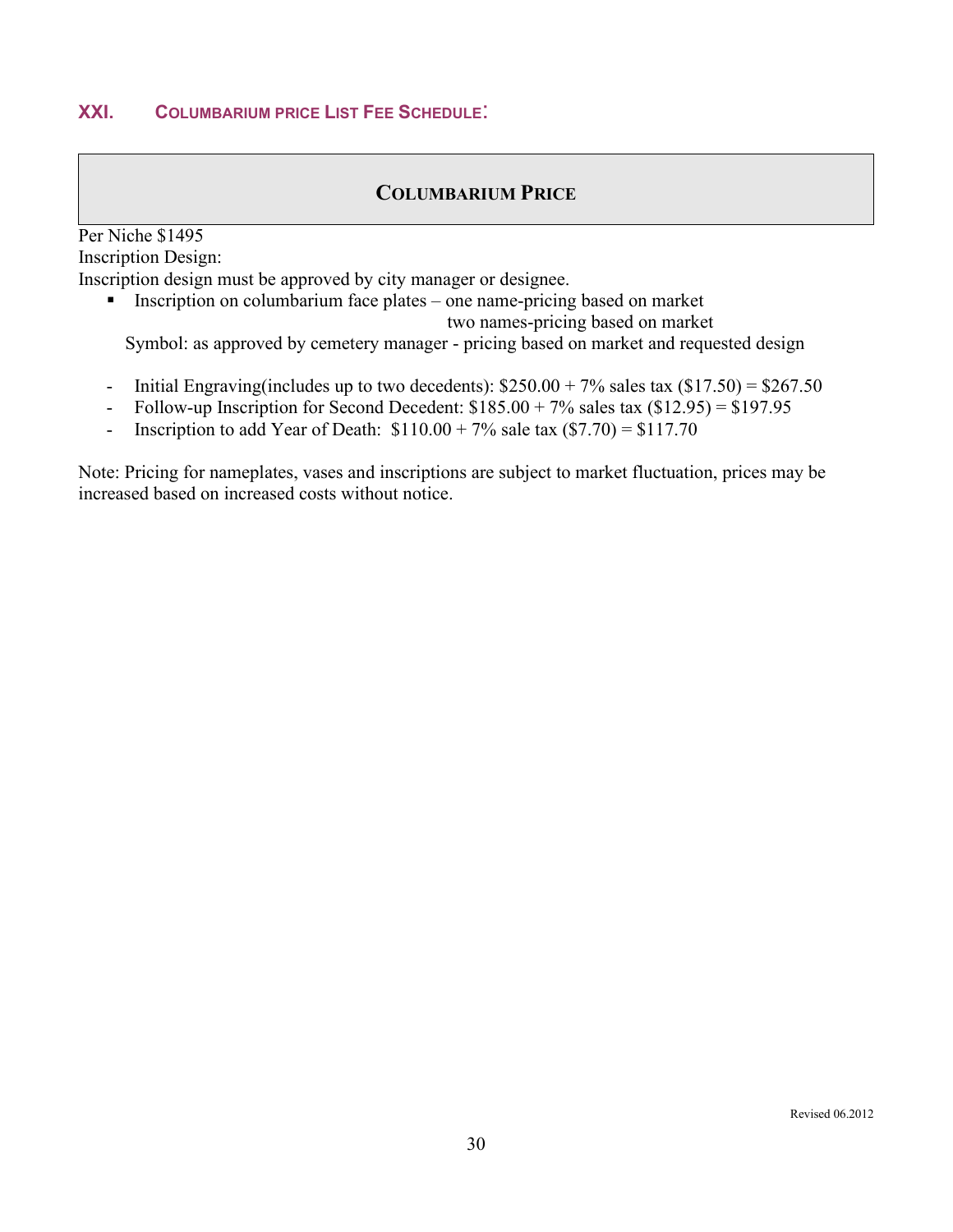## XXI. Columbarium Price List Fee Schedule:

| **Columbarium Price** |
| --- |

Per Niche $1495

Inscription Design:

Inscription design must be approved by city manager or designee.

- Inscription on columbarium face plates – one name-pricing based on market
  two names-pricing based on market

  Symbol: as approved by cemetery manager - pricing based on market and requested design

- Initial Engraving(includes up to two decedents): $250.00 + 7% sales tax ($17.50) = $267.50
- Follow-up Inscription for Second Decedent: $185.00 + 7% sales tax ($12.95) = $197.95
- Inscription to add Year of Death: $110.00 + 7% sale tax ($7.70) = $117.70

Note: Pricing for nameplates, vases and inscriptions are subject to market fluctuation, prices may be increased based on increased costs without notice.

Revised 06.2012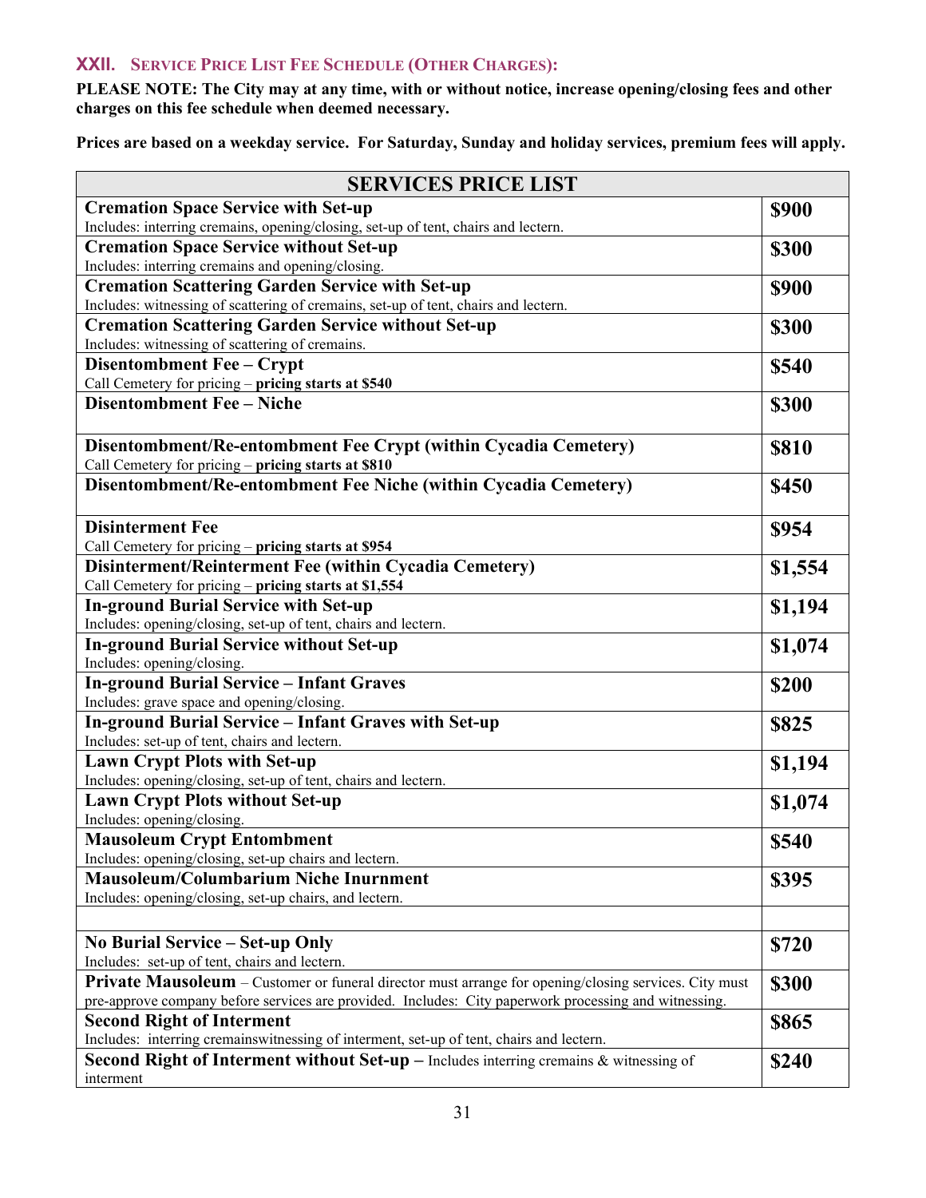## XXII. SERVICE PRICE LIST FEE SCHEDULE (OTHER CHARGES):

**PLEASE NOTE: The City may at any time, with or without notice, increase opening/closing fees and other charges on this fee schedule when deemed necessary.**

**Prices are based on a weekday service. For Saturday, Sunday and holiday services, premium fees will apply.**

| SERVICES PRICE LIST | |
|---|---|
| **Cremation Space Service with Set-up**<br>Includes: interring cremains, opening/closing, set-up of tent, chairs and lectern. | **$900** |
| **Cremation Space Service without Set-up**<br>Includes: interring cremains and opening/closing. | **$300** |
| **Cremation Scattering Garden Service with Set-up**<br>Includes: witnessing of scattering of cremains, set-up of tent, chairs and lectern. | **$900** |
| **Cremation Scattering Garden Service without Set-up**<br>Includes: witnessing of scattering of cremains. | **$300** |
| **Disentombment Fee – Crypt**<br>Call Cemetery for pricing – **pricing starts at $540** | **$540** |
| **Disentombment Fee – Niche** | **$300** |
| **Disentombment/Re-entombment Fee Crypt (within Cycadia Cemetery)**<br>Call Cemetery for pricing – **pricing starts at $810** | **$810** |
| **Disentombment/Re-entombment Fee Niche (within Cycadia Cemetery)** | **$450** |
| **Disinterment Fee**<br>Call Cemetery for pricing – **pricing starts at $954** | **$954** |
| **Disinterment/Reinterment Fee (within Cycadia Cemetery)**<br>Call Cemetery for pricing – **pricing starts at $1,554** | **$1,554** |
| **In-ground Burial Service with Set-up**<br>Includes: opening/closing, set-up of tent, chairs and lectern. | **$1,194** |
| **In-ground Burial Service without Set-up**<br>Includes: opening/closing. | **$1,074** |
| **In-ground Burial Service – Infant Graves**<br>Includes: grave space and opening/closing. | **$200** |
| **In-ground Burial Service – Infant Graves with Set-up**<br>Includes: set-up of tent, chairs and lectern. | **$825** |
| **Lawn Crypt Plots with Set-up**<br>Includes: opening/closing, set-up of tent, chairs and lectern. | **$1,194** |
| **Lawn Crypt Plots without Set-up**<br>Includes: opening/closing. | **$1,074** |
| **Mausoleum Crypt Entombment**<br>Includes: opening/closing, set-up chairs and lectern. | **$540** |
| **Mausoleum/Columbarium Niche Inurnment**<br>Includes: opening/closing, set-up chairs, and lectern. | **$395** |
| | |
| **No Burial Service – Set-up Only**<br>Includes: set-up of tent, chairs and lectern. | **$720** |
| **Private Mausoleum** – Customer or funeral director must arrange for opening/closing services. City must pre-approve company before services are provided. Includes: City paperwork processing and witnessing. | **$300** |
| **Second Right of Interment**<br>Includes: interring cremainswitnessing of interment, set-up of tent, chairs and lectern. | **$865** |
| **Second Right of Interment without Set-up** – Includes interring cremains & witnessing of interment | **$240** |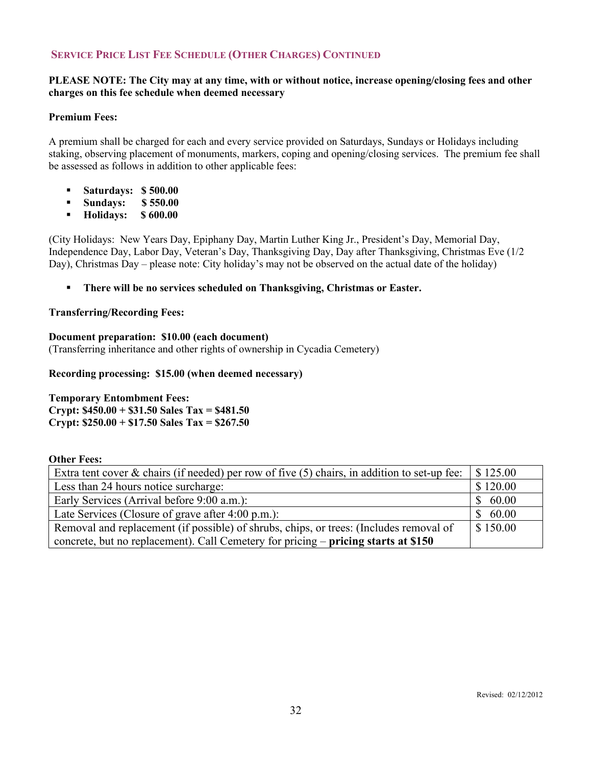## Service Price List Fee Schedule (Other Charges) Continued

**PLEASE NOTE: The City may at any time, with or without notice, increase opening/closing fees and other charges on this fee schedule when deemed necessary**

**Premium Fees:**

A premium shall be charged for each and every service provided on Saturdays, Sundays or Holidays including staking, observing placement of monuments, markers, coping and opening/closing services. The premium fee shall be assessed as follows in addition to other applicable fees:

- **Saturdays: $ 500.00**
- **Sundays: $ 550.00**
- **Holidays: $ 600.00**

(City Holidays: New Years Day, Epiphany Day, Martin Luther King Jr., President's Day, Memorial Day, Independence Day, Labor Day, Veteran's Day, Thanksgiving Day, Day after Thanksgiving, Christmas Eve (1/2 Day), Christmas Day – please note: City holiday's may not be observed on the actual date of the holiday)

- **There will be no services scheduled on Thanksgiving, Christmas or Easter.**

**Transferring/Recording Fees:**

**Document preparation: $10.00 (each document)**
(Transferring inheritance and other rights of ownership in Cycadia Cemetery)

**Recording processing: $15.00 (when deemed necessary)**

**Temporary Entombment Fees:**
**Crypt: $450.00 + $31.50 Sales Tax = $481.50**
**Crypt: $250.00 + $17.50 Sales Tax = $267.50**

**Other Fees:**

| | |
|---|---|
| Extra tent cover & chairs (if needed) per row of five (5) chairs, in addition to set-up fee: | $ 125.00 |
| Less than 24 hours notice surcharge: | $ 120.00 |
| Early Services (Arrival before 9:00 a.m.): | $ 60.00 |
| Late Services (Closure of grave after 4:00 p.m.): | $ 60.00 |
| Removal and replacement (if possible) of shrubs, chips, or trees: (Includes removal of concrete, but no replacement). Call Cemetery for pricing – **pricing starts at $150** | $ 150.00 |

Revised: 02/12/2012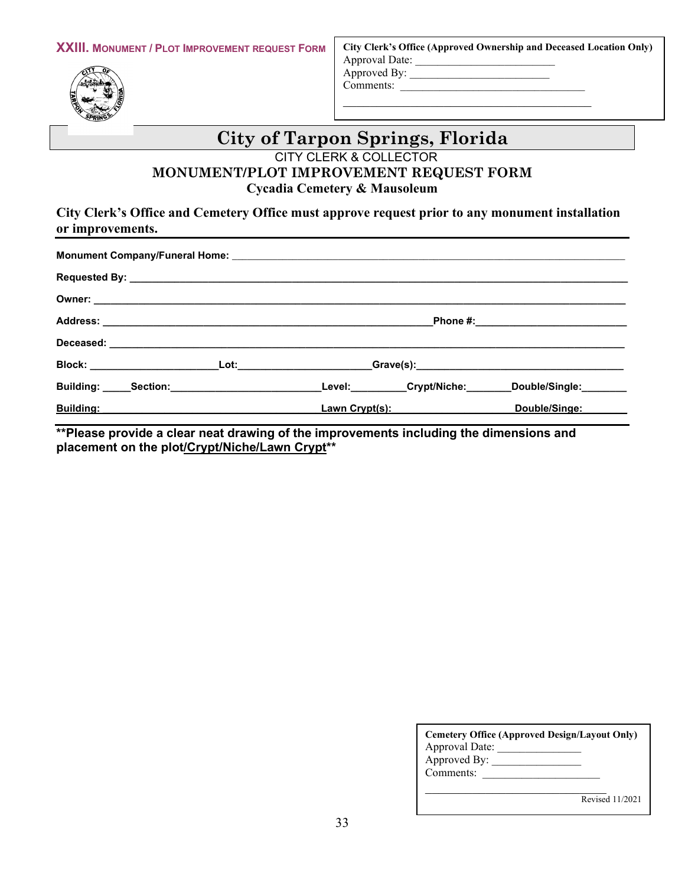**XXIII. MONUMENT / PLOT IMPROVEMENT REQUEST FORM**

**City Clerk's Office (Approved Ownership and Deceased Location Only)**
Approval Date: ___________________________
Approved By: ___________________________
Comments: ___________________________________
_____________________________________________

# City of Tarpon Springs, Florida

CITY CLERK & COLLECTOR

## MONUMENT/PLOT IMPROVEMENT REQUEST FORM

### Cycadia Cemetery & Mausoleum

**City Clerk's Office and Cemetery Office must approve request prior to any monument installation or improvements.**

**Monument Company/Funeral Home:** ___________________________________________________________

**Requested By:** ___________________________________________________________

**Owner:** ___________________________________________________________

**Address:** _______________________________________ **Phone #:** ___________________________

**Deceased:** ___________________________________________________________

**Block:** ______________________ **Lot:** ______________________ **Grave(s):** ___________________________

**Building:** _____ **Section:** ___________________________ **Level:** __________ **Crypt/Niche:** ________ **Double/Single:** ________

**Building:** _______________________________________ **Lawn Crypt(s):** ____________________ **Double/Singe:** ________

**\*\*Please provide a clear neat drawing of the improvements including the dimensions and placement on the plot/Crypt/Niche/Lawn Crypt\*\***

**Cemetery Office (Approved Design/Layout Only)**
Approval Date: _______________
Approved By: ________________
Comments: ____________________
_________________________________

Revised 11/2021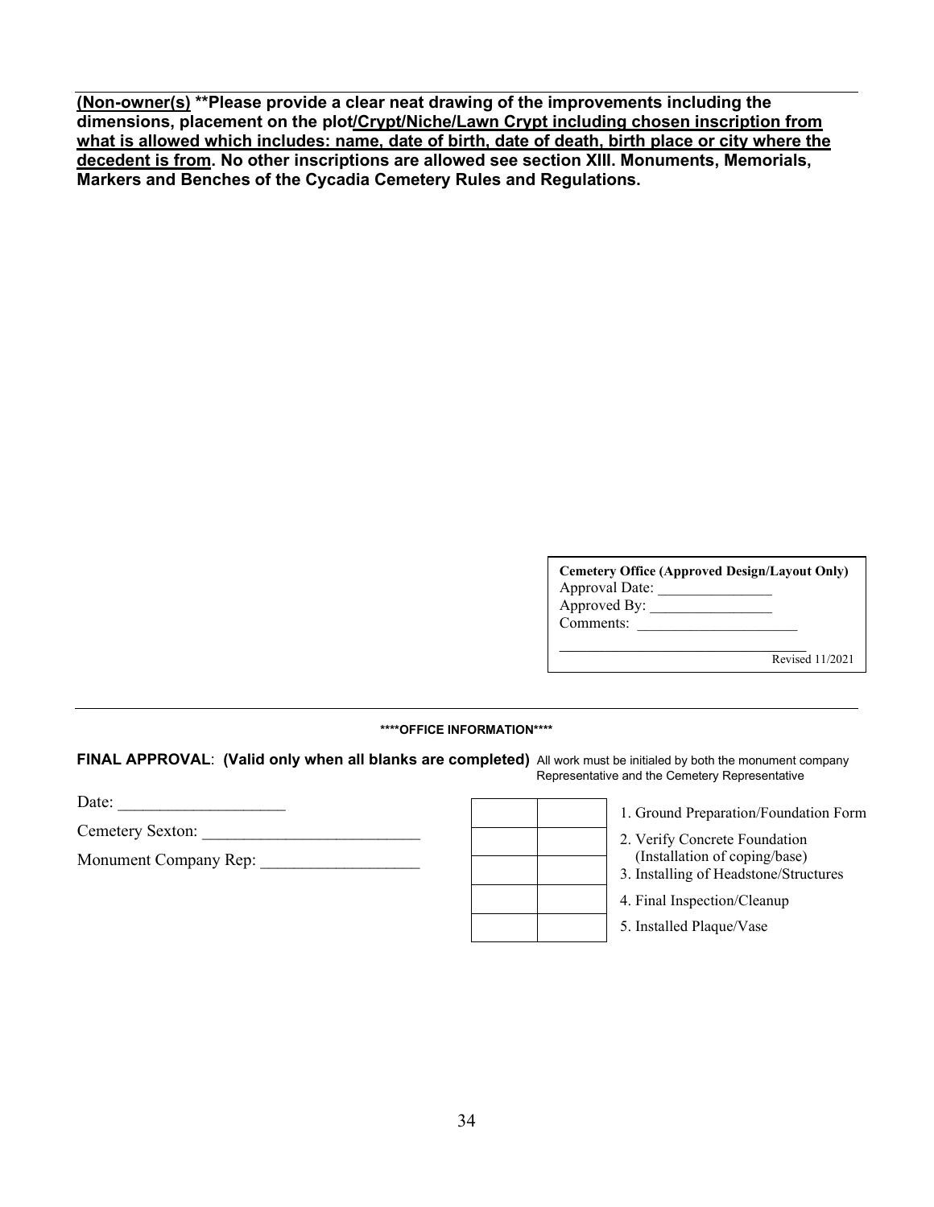**<u>(Non-owner(s)</u> **Please provide a clear neat drawing of the improvements including the dimensions, placement on the plot<u>/Crypt/Niche/Lawn Crypt including chosen inscription from what is allowed which includes: name, date of birth, date of death, birth place or city where the decedent is from</u>. No other inscriptions are allowed see section XIII. Monuments, Memorials, Markers and Benches of the Cycadia Cemetery Rules and Regulations.**

**Cemetery Office (Approved Design/Layout Only)**
Approval Date: _______________
Approved By: ________________
Comments: _____________________
_________________________________
Revised 11/2021

---

**\*\*\*\*OFFICE INFORMATION\*\*\*\***

**FINAL APPROVAL**: **(Valid only when all blanks are completed)** All work must be initialed by both the monument company Representative and the Cemetery Representative

Date: ____________________

Cemetery Sexton: __________________________

Monument Company Rep: ___________________

| | | |
|---|---|---|
| | | 1. Ground Preparation/Foundation Form |
| | | 2. Verify Concrete Foundation (Installation of coping/base) |
| | | 3. Installing of Headstone/Structures |
| | | 4. Final Inspection/Cleanup |
| | | 5. Installed Plaque/Vase |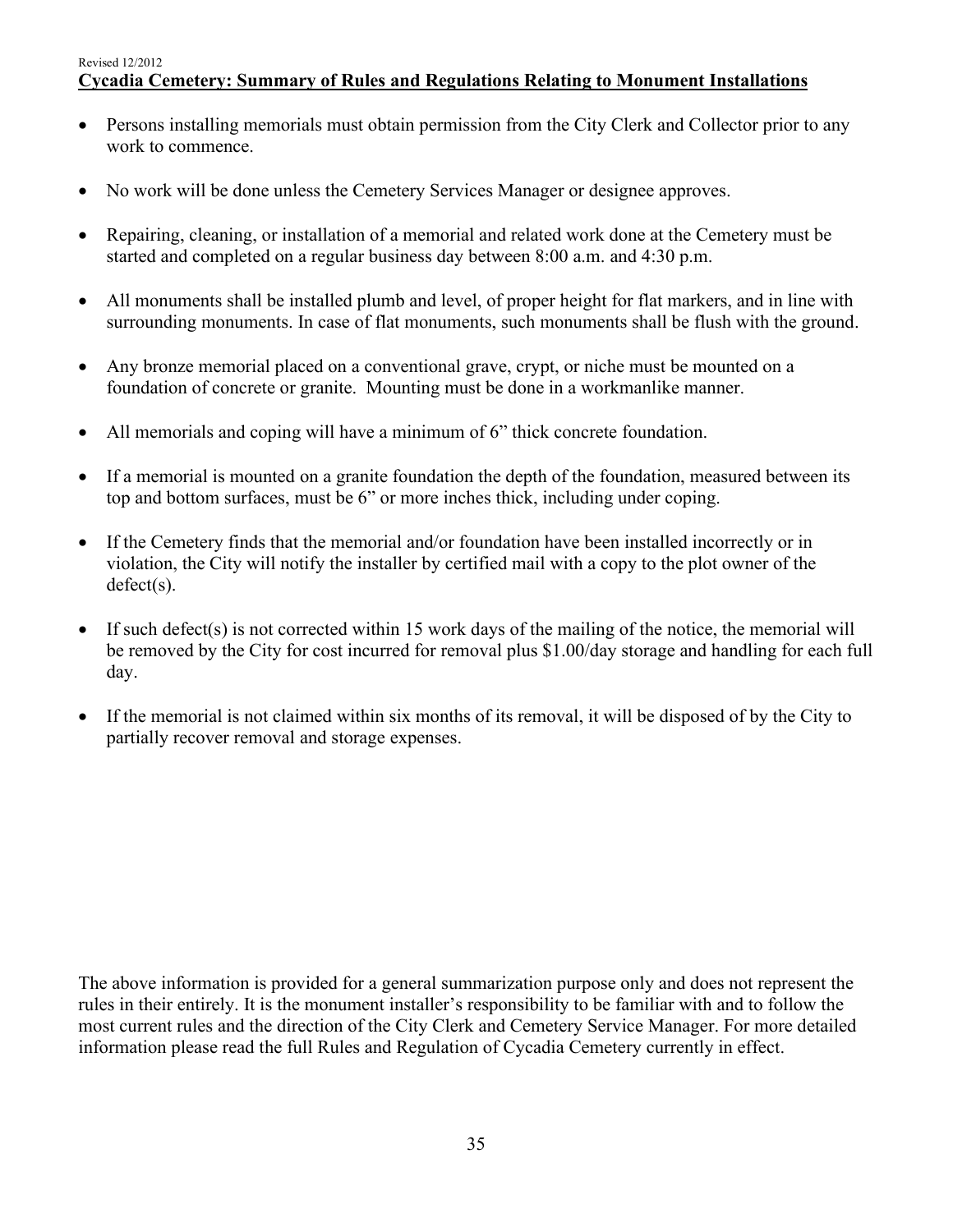Revised 12/2012

**Cycadia Cemetery: Summary of Rules and Regulations Relating to Monument Installations**

- Persons installing memorials must obtain permission from the City Clerk and Collector prior to any work to commence.
- No work will be done unless the Cemetery Services Manager or designee approves.
- Repairing, cleaning, or installation of a memorial and related work done at the Cemetery must be started and completed on a regular business day between 8:00 a.m. and 4:30 p.m.
- All monuments shall be installed plumb and level, of proper height for flat markers, and in line with surrounding monuments. In case of flat monuments, such monuments shall be flush with the ground.
- Any bronze memorial placed on a conventional grave, crypt, or niche must be mounted on a foundation of concrete or granite. Mounting must be done in a workmanlike manner.
- All memorials and coping will have a minimum of 6" thick concrete foundation.
- If a memorial is mounted on a granite foundation the depth of the foundation, measured between its top and bottom surfaces, must be 6" or more inches thick, including under coping.
- If the Cemetery finds that the memorial and/or foundation have been installed incorrectly or in violation, the City will notify the installer by certified mail with a copy to the plot owner of the defect(s).
- If such defect(s) is not corrected within 15 work days of the mailing of the notice, the memorial will be removed by the City for cost incurred for removal plus $1.00/day storage and handling for each full day.
- If the memorial is not claimed within six months of its removal, it will be disposed of by the City to partially recover removal and storage expenses.

The above information is provided for a general summarization purpose only and does not represent the rules in their entirely. It is the monument installer's responsibility to be familiar with and to follow the most current rules and the direction of the City Clerk and Cemetery Service Manager. For more detailed information please read the full Rules and Regulation of Cycadia Cemetery currently in effect.